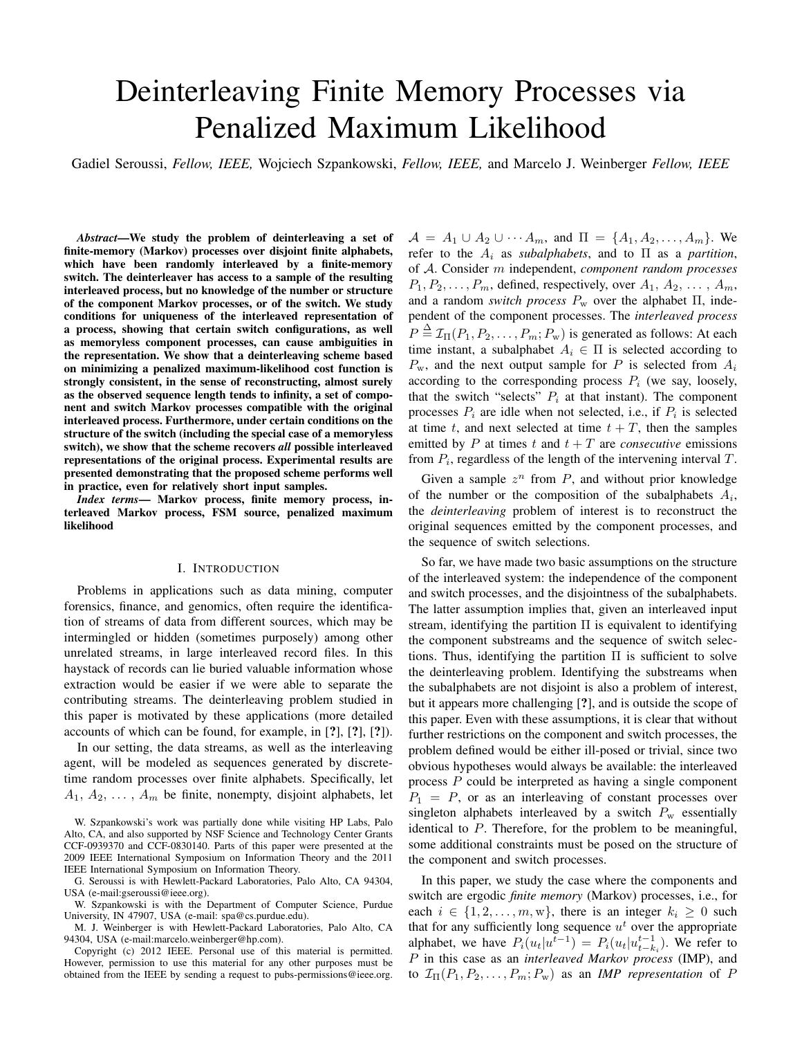# Deinterleaving Finite Memory Processes via Penalized Maximum Likelihood

Gadiel Seroussi, *Fellow, IEEE,* Wojciech Szpankowski, *Fellow, IEEE,* and Marcelo J. Weinberger *Fellow, IEEE*

***Abstract*—We study the problem of deinterleaving a set of finite-memory (Markov) processes over disjoint finite alphabets, which have been randomly interleaved by a finite-memory switch. The deinterleaver has access to a sample of the resulting interleaved process, but no knowledge of the number or structure of the component Markov processes, or of the switch. We study conditions for uniqueness of the interleaved representation of a process, showing that certain switch configurations, as well as memoryless component processes, can cause ambiguities in the representation. We show that a deinterleaving scheme based on minimizing a penalized maximum-likelihood cost function is strongly consistent, in the sense of reconstructing, almost surely as the observed sequence length tends to infinity, a set of component and switch Markov processes compatible with the original interleaved process. Furthermore, under certain conditions on the structure of the switch (including the special case of a memoryless switch), we show that the scheme recovers *all* possible interleaved representations of the original process. Experimental results are presented demonstrating that the proposed scheme performs well in practice, even for relatively short input samples.**

***Index terms*— Markov process, finite memory process, interleaved Markov process, FSM source, penalized maximum likelihood**

## I. Introduction

Problems in applications such as data mining, computer forensics, finance, and genomics, often require the identification of streams of data from different sources, which may be intermingled or hidden (sometimes purposely) among other unrelated streams, in large interleaved record files. In this haystack of records can lie buried valuable information whose extraction would be easier if we were able to separate the contributing streams. The deinterleaving problem studied in this paper is motivated by these applications (more detailed accounts of which can be found, for example, in [?], [?], [?]).

In our setting, the data streams, as well as the interleaving agent, will be modeled as sequences generated by discrete-time random processes over finite alphabets. Specifically, let $A_1, A_2, \ldots, A_m$ be finite, nonempty, disjoint alphabets, let $\mathcal{A} = A_1 \cup A_2 \cup \cdots A_m$, and $\Pi = \{A_1, A_2, \ldots, A_m\}$. We refer to the $A_i$ as *subalphabets*, and to $\Pi$ as a *partition*, of $\mathcal{A}$. Consider $m$ independent, *component random processes* $P_1, P_2, \ldots, P_m$, defined, respectively, over $A_1, A_2, \ldots, A_m$, and a random *switch process* $P_{\rm w}$ over the alphabet $\Pi$, independent of the component processes. The *interleaved process* $P \stackrel{\Delta}{=} \mathcal{I}_\Pi(P_1, P_2, \ldots, P_m; P_{\rm w})$ is generated as follows: At each time instant, a subalphabet $A_i \in \Pi$ is selected according to $P_{\rm w}$, and the next output sample for $P$ is selected from $A_i$ according to the corresponding process $P_i$ (we say, loosely, that the switch "selects" $P_i$ at that instant). The component processes $P_i$ are idle when not selected, i.e., if $P_i$ is selected at time $t$, and next selected at time $t+T$, then the samples emitted by $P$ at times $t$ and $t+T$ are *consecutive* emissions from $P_i$, regardless of the length of the intervening interval $T$.

Given a sample $z^n$ from $P$, and without prior knowledge of the number or the composition of the subalphabets $A_i$, the *deinterleaving* problem of interest is to reconstruct the original sequences emitted by the component processes, and the sequence of switch selections.

So far, we have made two basic assumptions on the structure of the interleaved system: the independence of the component and switch processes, and the disjointness of the subalphabets. The latter assumption implies that, given an interleaved input stream, identifying the partition $\Pi$ is equivalent to identifying the component substreams and the sequence of switch selections. Thus, identifying the partition $\Pi$ is sufficient to solve the deinterleaving problem. Identifying the substreams when the subalphabets are not disjoint is also a problem of interest, but it appears more challenging [?], and is outside the scope of this paper. Even with these assumptions, it is clear that without further restrictions on the component and switch processes, the problem defined would be either ill-posed or trivial, since two obvious hypotheses would always be available: the interleaved process $P$ could be interpreted as having a single component $P_1 = P$, or as an interleaving of constant processes over singleton alphabets interleaved by a switch $P_{\rm w}$ essentially identical to $P$. Therefore, for the problem to be meaningful, some additional constraints must be posed on the structure of the component and switch processes.

In this paper, we study the case where the components and switch are ergodic *finite memory* (Markov) processes, i.e., for each $i \in \{1, 2, \ldots, m, {\rm w}\}$, there is an integer $k_i \geq 0$ such that for any sufficiently long sequence $u^t$ over the appropriate alphabet, we have $P_i(u_t|u^{t-1}) = P_i(u_t|u^{t-1}_{t-k_i})$. We refer to $P$ in this case as an *interleaved Markov process* (IMP), and to $\mathcal{I}_\Pi(P_1, P_2, \ldots, P_m; P_{\rm w})$ as an *IMP representation* of $P$

W. Szpankowski's work was partially done while visiting HP Labs, Palo Alto, CA, and also supported by NSF Science and Technology Center Grants CCF-0939370 and CCF-0830140. Parts of this paper were presented at the 2009 IEEE International Symposium on Information Theory and the 2011 IEEE International Symposium on Information Theory.

G. Seroussi is with Hewlett-Packard Laboratories, Palo Alto, CA 94304, USA (e-mail:gseroussi@ieee.org).

W. Szpankowski is with the Department of Computer Science, Purdue University, IN 47907, USA (e-mail: spa@cs.purdue.edu).

M. J. Weinberger is with Hewlett-Packard Laboratories, Palo Alto, CA 94304, USA (e-mail:marcelo.weinberger@hp.com).

Copyright (c) 2012 IEEE. Personal use of this material is permitted. However, permission to use this material for any other purposes must be obtained from the IEEE by sending a request to pubs-permissions@ieee.org.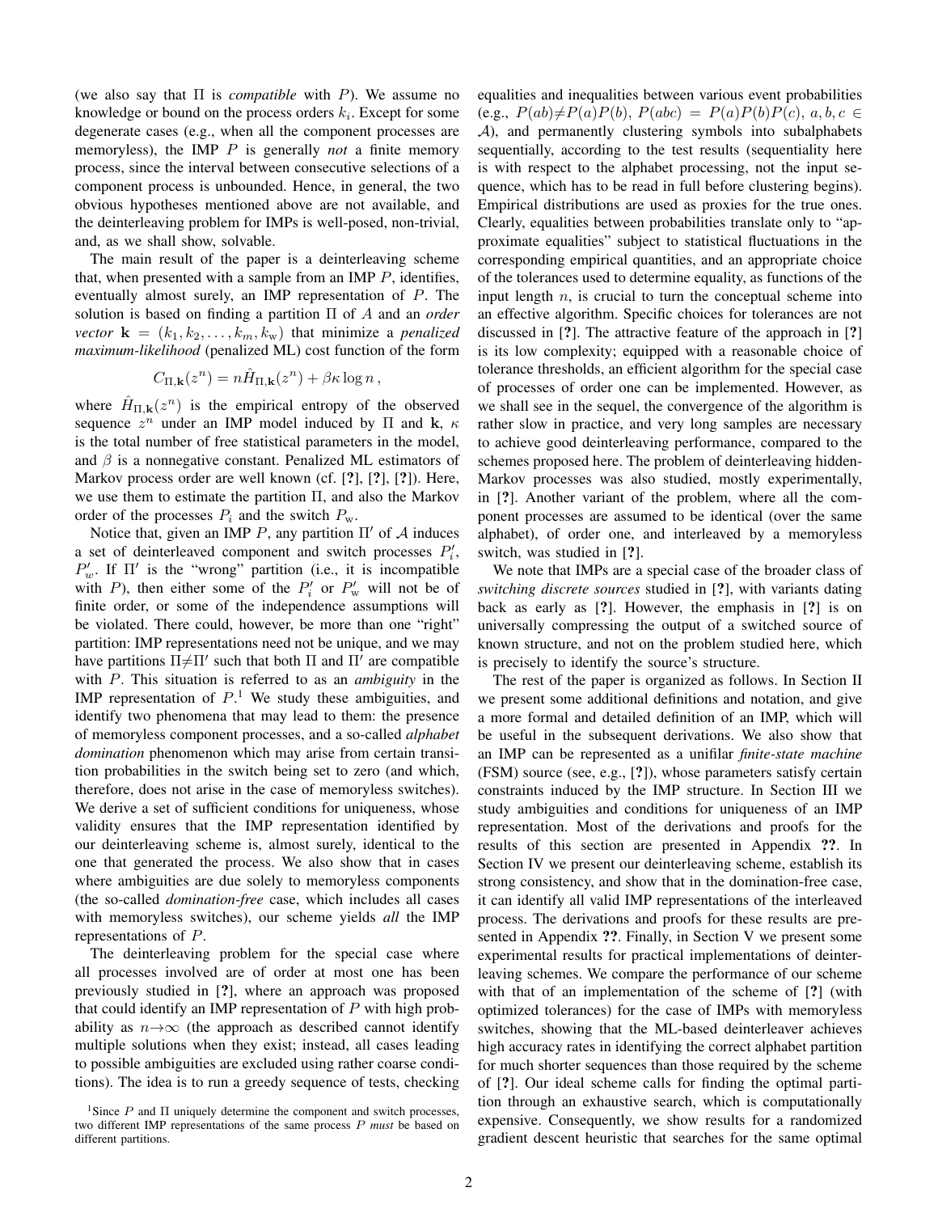(we also say that $\Pi$ is *compatible* with $P$). We assume no knowledge or bound on the process orders $k_i$. Except for some degenerate cases (e.g., when all the component processes are memoryless), the IMP $P$ is generally *not* a finite memory process, since the interval between consecutive selections of a component process is unbounded. Hence, in general, the two obvious hypotheses mentioned above are not available, and the deinterleaving problem for IMPs is well-posed, non-trivial, and, as we shall show, solvable.

The main result of the paper is a deinterleaving scheme that, when presented with a sample from an IMP $P$, identifies, eventually almost surely, an IMP representation of $P$. The solution is based on finding a partition $\Pi$ of $A$ and an *order vector* $\mathbf{k} = (k_1, k_2, \ldots, k_m, k_{\mathrm{w}})$ that minimize a *penalized maximum-likelihood* (penalized ML) cost function of the form

$$C_{\Pi,\mathbf{k}}(z^n) = n\hat{H}_{\Pi,\mathbf{k}}(z^n) + \beta\kappa \log n\,,$$

where $\hat{H}_{\Pi,\mathbf{k}}(z^n)$ is the empirical entropy of the observed sequence $z^n$ under an IMP model induced by $\Pi$ and $\mathbf{k}$, $\kappa$ is the total number of free statistical parameters in the model, and $\beta$ is a nonnegative constant. Penalized ML estimators of Markov process order are well known (cf. [?], [?], [?]). Here, we use them to estimate the partition $\Pi$, and also the Markov order of the processes $P_i$ and the switch $P_{\mathrm{w}}$.

Notice that, given an IMP $P$, any partition $\Pi'$ of $\mathcal{A}$ induces a set of deinterleaved component and switch processes $P'_i$, $P'_{\mathrm{w}}$. If $\Pi'$ is the "wrong" partition (i.e., it is incompatible with $P$), then either some of the $P'_i$ or $P'_{\mathrm{w}}$ will not be of finite order, or some of the independence assumptions will be violated. There could, however, be more than one "right" partition: IMP representations need not be unique, and we may have partitions $\Pi \neq \Pi'$ such that both $\Pi$ and $\Pi'$ are compatible with $P$. This situation is referred to as an *ambiguity* in the IMP representation of $P$.[1] We study these ambiguities, and identify two phenomena that may lead to them: the presence of memoryless component processes, and a so-called *alphabet domination* phenomenon which may arise from certain transition probabilities in the switch being set to zero (and which, therefore, does not arise in the case of memoryless switches). We derive a set of sufficient conditions for uniqueness, whose validity ensures that the IMP representation identified by our deinterleaving scheme is, almost surely, identical to the one that generated the process. We also show that in cases where ambiguities are due solely to memoryless components (the so-called *domination-free* case, which includes all cases with memoryless switches), our scheme yields *all* the IMP representations of $P$.

The deinterleaving problem for the special case where all processes involved are of order at most one has been previously studied in [?], where an approach was proposed that could identify an IMP representation of $P$ with high probability as $n \to \infty$ (the approach as described cannot identify multiple solutions when they exist; instead, all cases leading to possible ambiguities are excluded using rather coarse conditions). The idea is to run a greedy sequence of tests, checking equalities and inequalities between various event probabilities (e.g., $P(ab) \neq P(a)P(b)$, $P(abc) = P(a)P(b)P(c)$, $a, b, c \in \mathcal{A}$), and permanently clustering symbols into subalphabets sequentially, according to the test results (sequentiality here is with respect to the alphabet processing, not the input sequence, which has to be read in full before clustering begins). Empirical distributions are used as proxies for the true ones. Clearly, equalities between probabilities translate only to "approximate equalities" subject to statistical fluctuations in the corresponding empirical quantities, and an appropriate choice of the tolerances used to determine equality, as functions of the input length $n$, is crucial to turn the conceptual scheme into an effective algorithm. Specific choices for tolerances are not discussed in [?]. The attractive feature of the approach in [?] is its low complexity; equipped with a reasonable choice of tolerance thresholds, an efficient algorithm for the special case of processes of order one can be implemented. However, as we shall see in the sequel, the convergence of the algorithm is rather slow in practice, and very long samples are necessary to achieve good deinterleaving performance, compared to the schemes proposed here. The problem of deinterleaving hidden-Markov processes was also studied, mostly experimentally, in [?]. Another variant of the problem, where all the component processes are assumed to be identical (over the same alphabet), of order one, and interleaved by a memoryless switch, was studied in [?].

We note that IMPs are a special case of the broader class of *switching discrete sources* studied in [?], with variants dating back as early as [?]. However, the emphasis in [?] is on universally compressing the output of a switched source of known structure, and not on the problem studied here, which is precisely to identify the source's structure.

The rest of the paper is organized as follows. In Section II we present some additional definitions and notation, and give a more formal and detailed definition of an IMP, which will be useful in the subsequent derivations. We also show that an IMP can be represented as a unifilar *finite-state machine* (FSM) source (see, e.g., [?]), whose parameters satisfy certain constraints induced by the IMP structure. In Section III we study ambiguities and conditions for uniqueness of an IMP representation. Most of the derivations and proofs for the results of this section are presented in Appendix ??. In Section IV we present our deinterleaving scheme, establish its strong consistency, and show that in the domination-free case, it can identify all valid IMP representations of the interleaved process. The derivations and proofs for these results are presented in Appendix ??. Finally, in Section V we present some experimental results for practical implementations of deinterleaving schemes. We compare the performance of our scheme with that of an implementation of the scheme of [?] (with optimized tolerances) for the case of IMPs with memoryless switches, showing that the ML-based deinterleaver achieves high accuracy rates in identifying the correct alphabet partition for much shorter sequences than those required by the scheme of [?]. Our ideal scheme calls for finding the optimal partition through an exhaustive search, which is computationally expensive. Consequently, we show results for a randomized gradient descent heuristic that searches for the same optimal

[1] Since $P$ and $\Pi$ uniquely determine the component and switch processes, two different IMP representations of the same process $P$ *must* be based on different partitions.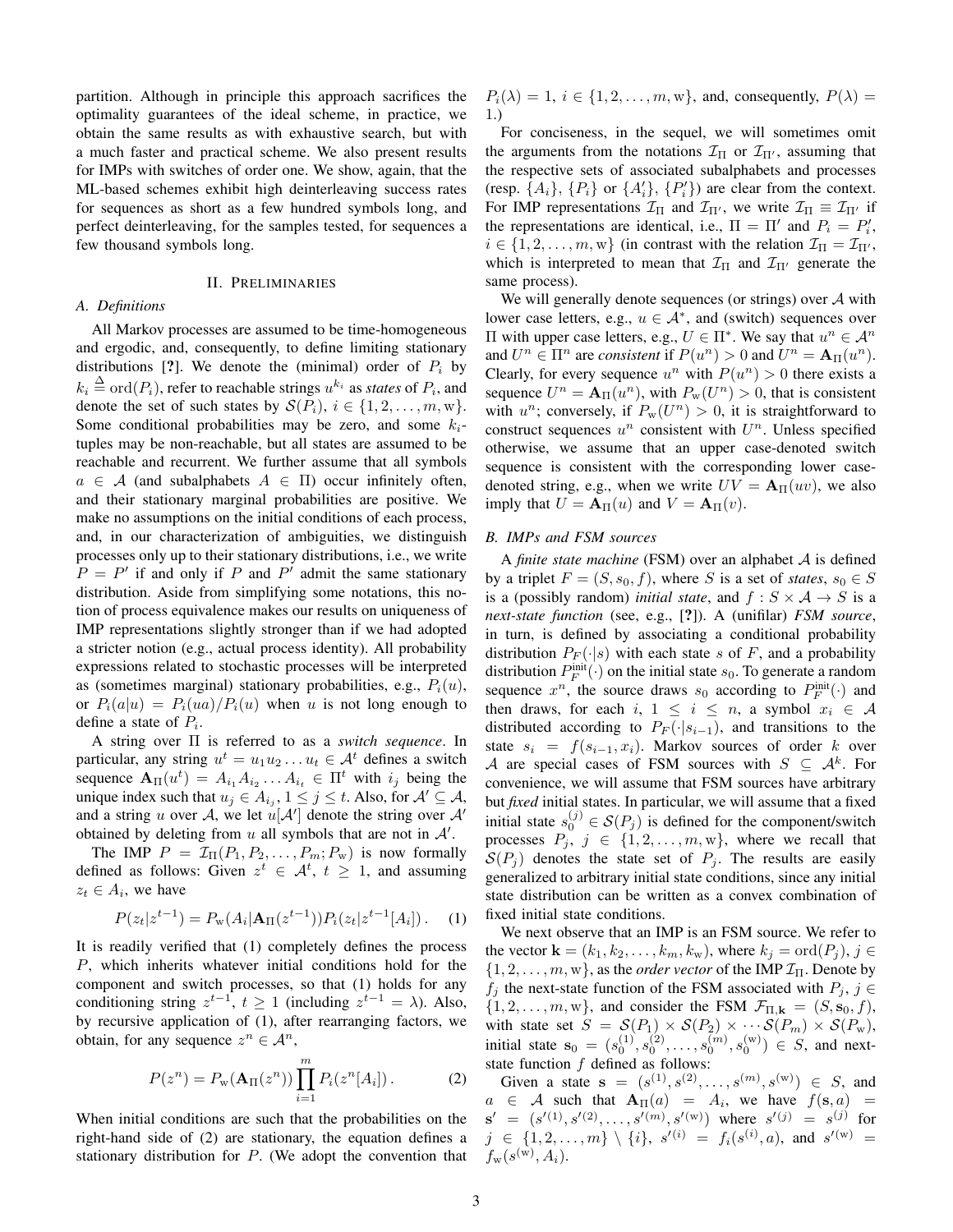partition. Although in principle this approach sacrifices the optimality guarantees of the ideal scheme, in practice, we obtain the same results as with exhaustive search, but with a much faster and practical scheme. We also present results for IMPs with switches of order one. We show, again, that the ML-based schemes exhibit high deinterleaving success rates for sequences as short as a few hundred symbols long, and perfect deinterleaving, for the samples tested, for sequences a few thousand symbols long.

## II. Preliminaries

### A. Definitions

All Markov processes are assumed to be time-homogeneous and ergodic, and, consequently, to define limiting stationary distributions [?]. We denote the (minimal) order of $P_i$ by $k_i \stackrel{\Delta}{=} \operatorname{ord}(P_i)$, refer to reachable strings $u^{k_i}$ as *states* of $P_i$, and denote the set of such states by $\mathcal{S}(P_i)$, $i \in \{1,2,\ldots,m,\mathrm{w}\}$. Some conditional probabilities may be zero, and some $k_i$-tuples may be non-reachable, but all states are assumed to be reachable and recurrent. We further assume that all symbols $a \in \mathcal{A}$ (and subalphabets $A \in \Pi$) occur infinitely often, and their stationary marginal probabilities are positive. We make no assumptions on the initial conditions of each process, and, in our characterization of ambiguities, we distinguish processes only up to their stationary distributions, i.e., we write $P = P'$ if and only if $P$ and $P'$ admit the same stationary distribution. Aside from simplifying some notations, this notion of process equivalence makes our results on uniqueness of IMP representations slightly stronger than if we had adopted a stricter notion (e.g., actual process identity). All probability expressions related to stochastic processes will be interpreted as (sometimes marginal) stationary probabilities, e.g., $P_i(u)$, or $P_i(a|u) = P_i(ua)/P_i(u)$ when $u$ is not long enough to define a state of $P_i$.

A string over $\Pi$ is referred to as a *switch sequence*. In particular, any string $u^t = u_1u_2\ldots u_t \in \mathcal{A}^t$ defines a switch sequence $\mathbf{A}_\Pi(u^t) = A_{i_1}A_{i_2}\ldots A_{i_t} \in \Pi^t$ with $i_j$ being the unique index such that $u_j \in A_{i_j}$, $1 \le j \le t$. Also, for $\mathcal{A}' \subseteq \mathcal{A}$, and a string $u$ over $\mathcal{A}$, we let $u[\mathcal{A}']$ denote the string over $\mathcal{A}'$ obtained by deleting from $u$ all symbols that are not in $\mathcal{A}'$.

The IMP $P = \mathcal{I}_\Pi(P_1,P_2,\ldots,P_m;P_\mathrm{w})$ is now formally defined as follows: Given $z^t \in \mathcal{A}^t$, $t \ge 1$, and assuming $z_t \in A_i$, we have

$$P(z_t|z^{t-1}) = P_\mathrm{w}(A_i|\mathbf{A}_\Pi(z^{t-1}))P_i(z_t|z^{t-1}[A_i])\,. \quad (1)$$

It is readily verified that (1) completely defines the process $P$, which inherits whatever initial conditions hold for the component and switch processes, so that (1) holds for any conditioning string $z^{t-1}$, $t \ge 1$ (including $z^{t-1} = \lambda$). Also, by recursive application of (1), after rearranging factors, we obtain, for any sequence $z^n \in \mathcal{A}^n$,

$$P(z^n) = P_\mathrm{w}(\mathbf{A}_\Pi(z^n))\prod_{i=1}^{m} P_i(z^n[A_i])\,. \quad (2)$$

When initial conditions are such that the probabilities on the right-hand side of (2) are stationary, the equation defines a stationary distribution for $P$. (We adopt the convention that $P_i(\lambda) = 1$, $i \in \{1,2,\ldots,m,\mathrm{w}\}$, and, consequently, $P(\lambda) = 1$.)

For conciseness, in the sequel, we will sometimes omit the arguments from the notations $\mathcal{I}_\Pi$ or $\mathcal{I}_{\Pi'}$, assuming that the respective sets of associated subalphabets and processes (resp. $\{A_i\}$, $\{P_i\}$ or $\{A'_i\}$, $\{P'_i\}$) are clear from the context. For IMP representations $\mathcal{I}_\Pi$ and $\mathcal{I}_{\Pi'}$, we write $\mathcal{I}_\Pi \equiv \mathcal{I}_{\Pi'}$ if the representations are identical, i.e., $\Pi = \Pi'$ and $P_i = P'_i$, $i \in \{1,2,\ldots,m,\mathrm{w}\}$ (in contrast with the relation $\mathcal{I}_\Pi = \mathcal{I}_{\Pi'}$, which is interpreted to mean that $\mathcal{I}_\Pi$ and $\mathcal{I}_{\Pi'}$ generate the same process).

We will generally denote sequences (or strings) over $\mathcal{A}$ with lower case letters, e.g., $u \in \mathcal{A}^*$, and (switch) sequences over $\Pi$ with upper case letters, e.g., $U \in \Pi^*$. We say that $u^n \in \mathcal{A}^n$ and $U^n \in \Pi^n$ are *consistent* if $P(u^n) > 0$ and $U^n = \mathbf{A}_\Pi(u^n)$. Clearly, for every sequence $u^n$ with $P(u^n) > 0$ there exists a sequence $U^n = \mathbf{A}_\Pi(u^n)$, with $P_\mathrm{w}(U^n) > 0$, that is consistent with $u^n$; conversely, if $P_\mathrm{w}(U^n) > 0$, it is straightforward to construct sequences $u^n$ consistent with $U^n$. Unless specified otherwise, we assume that an upper case-denoted switch sequence is consistent with the corresponding lower case-denoted string, e.g., when we write $UV = \mathbf{A}_\Pi(uv)$, we also imply that $U = \mathbf{A}_\Pi(u)$ and $V = \mathbf{A}_\Pi(v)$.

### B. IMPs and FSM sources

A *finite state machine* (FSM) over an alphabet $\mathcal{A}$ is defined by a triplet $F = (S, s_0, f)$, where $S$ is a set of *states*, $s_0 \in S$ is a (possibly random) *initial state*, and $f : S \times \mathcal{A} \to S$ is a *next-state function* (see, e.g., [?]). A (unifilar) *FSM source*, in turn, is defined by associating a conditional probability distribution $P_F(\cdot|s)$ with each state $s$ of $F$, and a probability distribution $P_F^{\mathrm{init}}(\cdot)$ on the initial state $s_0$. To generate a random sequence $x^n$, the source draws $s_0$ according to $P_F^{\mathrm{init}}(\cdot)$ and then draws, for each $i$, $1 \le i \le n$, a symbol $x_i \in \mathcal{A}$ distributed according to $P_F(\cdot|s_{i-1})$, and transitions to the state $s_i = f(s_{i-1}, x_i)$. Markov sources of order $k$ over $\mathcal{A}$ are special cases of FSM sources with $S \subseteq \mathcal{A}^k$. For convenience, we will assume that FSM sources have arbitrary but *fixed* initial states. In particular, we will assume that a fixed initial state $s_0^{(j)} \in \mathcal{S}(P_j)$ is defined for the component/switch processes $P_j$, $j \in \{1,2,\ldots,m,\mathrm{w}\}$, where we recall that $\mathcal{S}(P_j)$ denotes the state set of $P_j$. The results are easily generalized to arbitrary initial state conditions, since any initial state distribution can be written as a convex combination of fixed initial state conditions.

We next observe that an IMP is an FSM source. We refer to the vector $\mathbf{k} = (k_1,k_2,\ldots,k_m,k_\mathrm{w})$, where $k_j = \operatorname{ord}(P_j)$, $j \in \{1,2,\ldots,m,\mathrm{w}\}$, as the *order vector* of the IMP $\mathcal{I}_\Pi$. Denote by $f_j$ the next-state function of the FSM associated with $P_j$, $j \in \{1,2,\ldots,m,\mathrm{w}\}$, and consider the FSM $\mathcal{F}_{\Pi,\mathbf{k}} = (S, \mathbf{s}_0, f)$, with state set $S = \mathcal{S}(P_1) \times \mathcal{S}(P_2) \times \cdots \mathcal{S}(P_m) \times \mathcal{S}(P_\mathrm{w})$, initial state $\mathbf{s}_0 = (s_0^{(1)}, s_0^{(2)}, \ldots, s_0^{(m)}, s_0^{(\mathrm{w})}) \in S$, and next-state function $f$ defined as follows:

Given a state $\mathbf{s} = (s^{(1)}, s^{(2)}, \ldots, s^{(m)}, s^{(\mathrm{w})}) \in S$, and $a \in \mathcal{A}$ such that $\mathbf{A}_\Pi(a) = A_i$, we have $f(\mathbf{s}, a) = \mathbf{s}' = (s'^{(1)}, s'^{(2)}, \ldots, s'^{(m)}, s'^{(\mathrm{w})})$ where $s'^{(j)} = s^{(j)}$ for $j \in \{1,2,\ldots,m\} \setminus \{i\}$, $s'^{(i)} = f_i(s^{(i)}, a)$, and $s'^{(\mathrm{w})} = f_\mathrm{w}(s^{(\mathrm{w})}, A_i)$.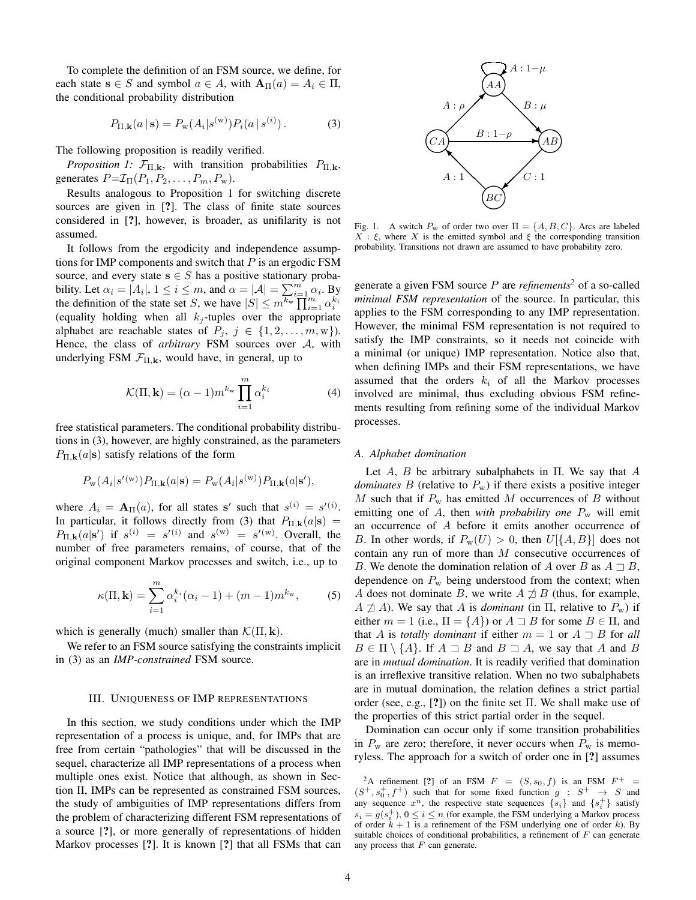To complete the definition of an FSM source, we define, for each state $\mathbf{s} \in S$ and symbol $a \in A$, with $\mathbf{A}_\Pi(a) = A_i \in \Pi$, the conditional probability distribution

$$P_{\Pi,\mathbf{k}}(a \,|\, \mathbf{s}) = P_{\mathrm{w}}(A_i | s^{(\mathrm{w})}) P_i(a \,|\, s^{(i)}) \,. \tag{3}$$

The following proposition is readily verified.

*Proposition 1:* $\mathcal{F}_{\Pi,\mathbf{k}}$, with transition probabilities $P_{\Pi,\mathbf{k}}$, generates $P = \mathcal{I}_\Pi(P_1, P_2, \ldots, P_m, P_{\mathrm{w}})$.

Results analogous to Proposition 1 for switching discrete sources are given in [?]. The class of finite state sources considered in [?], however, is broader, as unifilarity is not assumed.

It follows from the ergodicity and independence assumptions for IMP components and switch that $P$ is an ergodic FSM source, and every state $\mathbf{s} \in S$ has a positive stationary probability. Let $\alpha_i = |A_i|$, $1 \leq i \leq m$, and $\alpha = |\mathcal{A}| = \sum_{i=1}^m \alpha_i$. By the definition of the state set $S$, we have $|S| \leq m^{k_{\mathrm{w}}} \prod_{i=1}^m \alpha_i^{k_i}$ (equality holding when all $k_j$-tuples over the appropriate alphabet are reachable states of $P_j$, $j \in \{1, 2, \ldots, m, \mathrm{w}\}$). Hence, the class of *arbitrary* FSM sources over $\mathcal{A}$, with underlying FSM $\mathcal{F}_{\Pi,\mathbf{k}}$, would have, in general, up to

$$\mathcal{K}(\Pi, \mathbf{k}) = (\alpha - 1) m^{k_{\mathrm{w}}} \prod_{i=1}^m \alpha_i^{k_i} \tag{4}$$

free statistical parameters. The conditional probability distributions in (3), however, are highly constrained, as the parameters $P_{\Pi,\mathbf{k}}(a|\mathbf{s})$ satisfy relations of the form

$$P_{\mathrm{w}}(A_i | s'^{(\mathrm{w})}) P_{\Pi,\mathbf{k}}(a|\mathbf{s}) = P_{\mathrm{w}}(A_i | s^{(\mathrm{w})}) P_{\Pi,\mathbf{k}}(a|\mathbf{s}'),$$

where $A_i = \mathbf{A}_\Pi(a)$, for all states $\mathbf{s}'$ such that $s^{(i)} = s'^{(i)}$. In particular, it follows directly from (3) that $P_{\Pi,\mathbf{k}}(a|\mathbf{s}) = P_{\Pi,\mathbf{k}}(a|\mathbf{s}')$ if $s^{(i)} = s'^{(i)}$ and $s^{(\mathrm{w})} = s'^{(\mathrm{w})}$. Overall, the number of free parameters remains, of course, that of the original component Markov processes and switch, i.e., up to

$$\kappa(\Pi, \mathbf{k}) = \sum_{i=1}^m \alpha_i^{k_i} (\alpha_i - 1) + (m-1) m^{k_{\mathrm{w}}}, \tag{5}$$

which is generally (much) smaller than $\mathcal{K}(\Pi, \mathbf{k})$.

We refer to an FSM source satisfying the constraints implicit in (3) as an *IMP-constrained* FSM source.

## III. Uniqueness of IMP representations

In this section, we study conditions under which the IMP representation of a process is unique, and, for IMPs that are free from certain "pathologies" that will be discussed in the sequel, characterize all IMP representations of a process when multiple ones exist. Notice that although, as shown in Section II, IMPs can be represented as constrained FSM sources, the study of ambiguities of IMP representations differs from the problem of characterizing different FSM representations of a source [?], or more generally of representations of hidden Markov processes [?]. It is known [?] that all FSMs that can generate a given FSM source $P$ are *refinements*[2] of a so-called *minimal FSM representation* of the source. In particular, this applies to the FSM corresponding to any IMP representation. However, the minimal FSM representation is not required to satisfy the IMP constraints, so it needs not coincide with a minimal (or unique) IMP representation. Notice also that, when defining IMPs and their FSM representations, we have assumed that the orders $k_i$ of all the Markov processes involved are minimal, thus excluding obvious FSM refinements resulting from refining some of the individual Markov processes.

Fig. 1. A switch $P_{\mathrm{w}}$ of order two over $\Pi = \{A, B, C\}$. Arcs are labeled $X : \xi$, where $X$ is the emitted symbol and $\xi$ the corresponding transition probability. Transitions not drawn are assumed to have probability zero.

### A. Alphabet domination

Let $A$, $B$ be arbitrary subalphabets in $\Pi$. We say that $A$ *dominates* $B$ (relative to $P_{\mathrm{w}}$) if there exists a positive integer $M$ such that if $P_{\mathrm{w}}$ has emitted $M$ occurrences of $B$ without emitting one of $A$, then *with probability one* $P_{\mathrm{w}}$ will emit an occurrence of $A$ before it emits another occurrence of $B$. In other words, if $P_{\mathrm{w}}(U) > 0$, then $U[\{A, B\}]$ does not contain any run of more than $M$ consecutive occurrences of $B$. We denote the domination relation of $A$ over $B$ as $A \sqsupset B$, dependence on $P_{\mathrm{w}}$ being understood from the context; when $A$ does not dominate $B$, we write $A \not\sqsupset B$ (thus, for example, $A \not\sqsupset A$). We say that $A$ is *dominant* (in $\Pi$, relative to $P_{\mathrm{w}}$) if either $m = 1$ (i.e., $\Pi = \{A\}$) or $A \sqsupset B$ for some $B \in \Pi$, and that $A$ is *totally dominant* if either $m = 1$ or $A \sqsupset B$ for *all* $B \in \Pi \setminus \{A\}$. If $A \sqsupset B$ and $B \sqsupset A$, we say that $A$ and $B$ are in *mutual domination*. It is readily verified that domination is an irreflexive transitive relation. When no two subalphabets are in mutual domination, the relation defines a strict partial order (see, e.g., [?]) on the finite set $\Pi$. We shall make use of the properties of this strict partial order in the sequel.

Domination can occur only if some transition probabilities in $P_{\mathrm{w}}$ are zero; therefore, it never occurs when $P_{\mathrm{w}}$ is memoryless. The approach for a switch of order one in [?] assumes

[2] A refinement [?] of an FSM $F = (S, s_0, f)$ is an FSM $F^+ = (S^+, s_0^+, f^+)$ such that for some fixed function $g : S^+ \to S$ and any sequence $x^n$, the respective state sequences $\{s_i\}$ and $\{s_i^+\}$ satisfy $s_i = g(s_i^+)$, $0 \leq i \leq n$ (for example, the FSM underlying a Markov process of order $k+1$ is a refinement of the FSM underlying one of order $k$). By suitable choices of conditional probabilities, a refinement of $F$ can generate any process that $F$ can generate.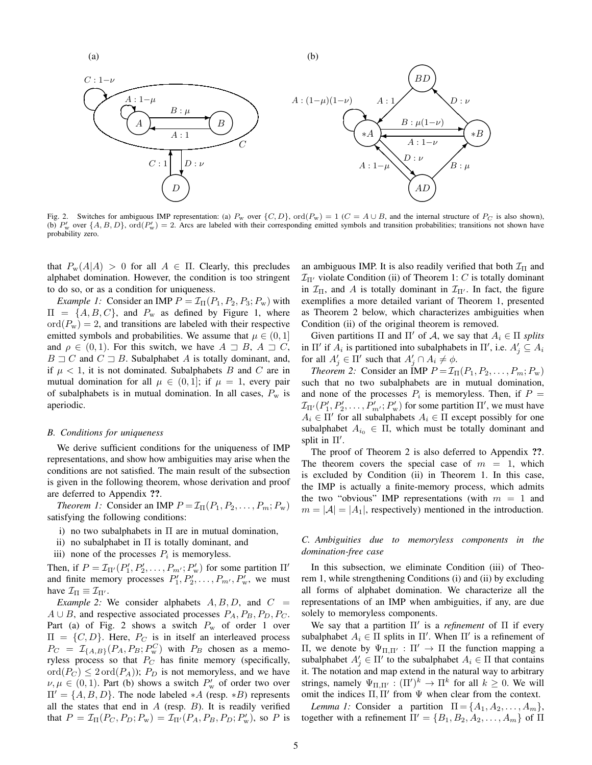Fig. 2. Switches for ambiguous IMP representation: (a) $P_{\rm w}$ over $\{C, D\}$, $\mathrm{ord}(P_{\rm w}) = 1$ ($C = A \cup B$, and the internal structure of $P_C$ is also shown), (b) $P'_{\rm w}$ over $\{A, B, D\}$, $\mathrm{ord}(P'_{\rm w}) = 2$. Arcs are labeled with their corresponding emitted symbols and transition probabilities; transitions not shown have probability zero.

that $P_{\rm w}(A|A) > 0$ for all $A \in \Pi$. Clearly, this precludes alphabet domination. However, the condition is too stringent to do so, or as a condition for uniqueness.

*Example 1:* Consider an IMP $P = \mathcal{I}_\Pi(P_1, P_2, P_3; P_{\rm w})$ with $\Pi = \{A, B, C\}$, and $P_{\rm w}$ as defined by Figure 1, where $\mathrm{ord}(P_{\rm w}) = 2$, and transitions are labeled with their respective emitted symbols and probabilities. We assume that $\mu \in (0, 1]$ and $\rho \in (0, 1)$. For this switch, we have $A \sqsupset B$, $A \sqsupset C$, $B \sqsupset C$ and $C \sqsupset B$. Subalphabet $A$ is totally dominant, and, if $\mu < 1$, it is not dominated. Subalphabets $B$ and $C$ are in mutual domination for all $\mu \in (0, 1]$; if $\mu = 1$, every pair of subalphabets is in mutual domination. In all cases, $P_{\rm w}$ is aperiodic.

### B. Conditions for uniqueness

We derive sufficient conditions for the uniqueness of IMP representations, and show how ambiguities may arise when the conditions are not satisfied. The main result of the subsection is given in the following theorem, whose derivation and proof are deferred to Appendix **??**.

*Theorem 1:* Consider an IMP $P = \mathcal{I}_\Pi(P_1, P_2, \ldots, P_m; P_{\rm w})$ satisfying the following conditions:

i) no two subalphabets in $\Pi$ are in mutual domination,
ii) no subalphabet in $\Pi$ is totally dominant, and
iii) none of the processes $P_i$ is memoryless.

Then, if $P = \mathcal{I}_{\Pi'}(P'_1, P'_2, \ldots, P'_{m'}; P'_{\rm w})$ for some partition $\Pi'$ and finite memory processes $P'_1, P'_2, \ldots, P'_{m'}, P'_{\rm w}$, we must have $\mathcal{I}_\Pi \equiv \mathcal{I}_{\Pi'}$.

*Example 2:* We consider alphabets $A, B, D$, and $C = A \cup B$, and respective associated processes $P_A, P_B, P_D, P_C$. Part (a) of Fig. 2 shows a switch $P_{\rm w}$ of order 1 over $\Pi = \{C, D\}$. Here, $P_C$ is in itself an interleaved process $P_C = \mathcal{I}_{\{A,B\}}(P_A, P_B; P^C_{\rm w})$ with $P_B$ chosen as a memoryless process so that $P_C$ has finite memory (specifically, $\mathrm{ord}(P_C) \le 2\,\mathrm{ord}(P_A)$); $P_D$ is not memoryless, and we have $\nu, \mu \in (0, 1)$. Part (b) shows a switch $P'_{\rm w}$ of order two over $\Pi' = \{A, B, D\}$. The node labeled $*A$ (resp. $*B$) represents all the states that end in $A$ (resp. $B$). It is readily verified that $P = \mathcal{I}_\Pi(P_C, P_D; P_{\rm w}) = \mathcal{I}_{\Pi'}(P_A, P_B, P_D; P'_{\rm w})$, so $P$ is an ambiguous IMP. It is also readily verified that both $\mathcal{I}_\Pi$ and $\mathcal{I}_{\Pi'}$ violate Condition (ii) of Theorem 1: $C$ is totally dominant in $\mathcal{I}_\Pi$, and $A$ is totally dominant in $\mathcal{I}_{\Pi'}$. In fact, the figure exemplifies a more detailed variant of Theorem 1, presented as Theorem 2 below, which characterizes ambiguities when Condition (ii) of the original theorem is removed.

Given partitions $\Pi$ and $\Pi'$ of $\mathcal{A}$, we say that $A_i \in \Pi$ *splits* in $\Pi'$ if $A_i$ is partitioned into subalphabets in $\Pi'$, i.e. $A'_j \subseteq A_i$ for all $A'_j \in \Pi'$ such that $A'_j \cap A_i \ne \phi$.

*Theorem 2:* Consider an IMP $P = \mathcal{I}_\Pi(P_1, P_2, \ldots, P_m; P_{\rm w})$ such that no two subalphabets are in mutual domination, and none of the processes $P_i$ is memoryless. Then, if $P = \mathcal{I}_{\Pi'}(P'_1, P'_2, \ldots, P'_{m'}; P'_{\rm w})$ for some partition $\Pi'$, we must have $A_i \in \Pi'$ for all subalphabets $A_i \in \Pi$ except possibly for one subalphabet $A_{i_0} \in \Pi$, which must be totally dominant and split in $\Pi'$.

The proof of Theorem 2 is also deferred to Appendix **??**. The theorem covers the special case of $m = 1$, which is excluded by Condition (ii) in Theorem 1. In this case, the IMP is actually a finite-memory process, which admits the two "obvious" IMP representations (with $m = 1$ and $m = |\mathcal{A}| = |A_1|$, respectively) mentioned in the introduction.

### C. Ambiguities due to memoryless components in the domination-free case

In this subsection, we eliminate Condition (iii) of Theorem 1, while strengthening Conditions (i) and (ii) by excluding all forms of alphabet domination. We characterize all the representations of an IMP when ambiguities, if any, are due solely to memoryless components.

We say that a partition $\Pi'$ is a *refinement* of $\Pi$ if every subalphabet $A_i \in \Pi$ splits in $\Pi'$. When $\Pi'$ is a refinement of $\Pi$, we denote by $\Psi_{\Pi,\Pi'} : \Pi' \to \Pi$ the function mapping a subalphabet $A'_j \in \Pi'$ to the subalphabet $A_i \in \Pi$ that contains it. The notation and map extend in the natural way to arbitrary strings, namely $\Psi_{\Pi,\Pi'} : (\Pi')^k \to \Pi^k$ for all $k \ge 0$. We will omit the indices $\Pi, \Pi'$ from $\Psi$ when clear from the context.

*Lemma 1:* Consider a partition $\Pi = \{A_1, A_2, \ldots, A_m\}$, together with a refinement $\Pi' = \{B_1, B_2, A_2, \ldots, A_m\}$ of $\Pi$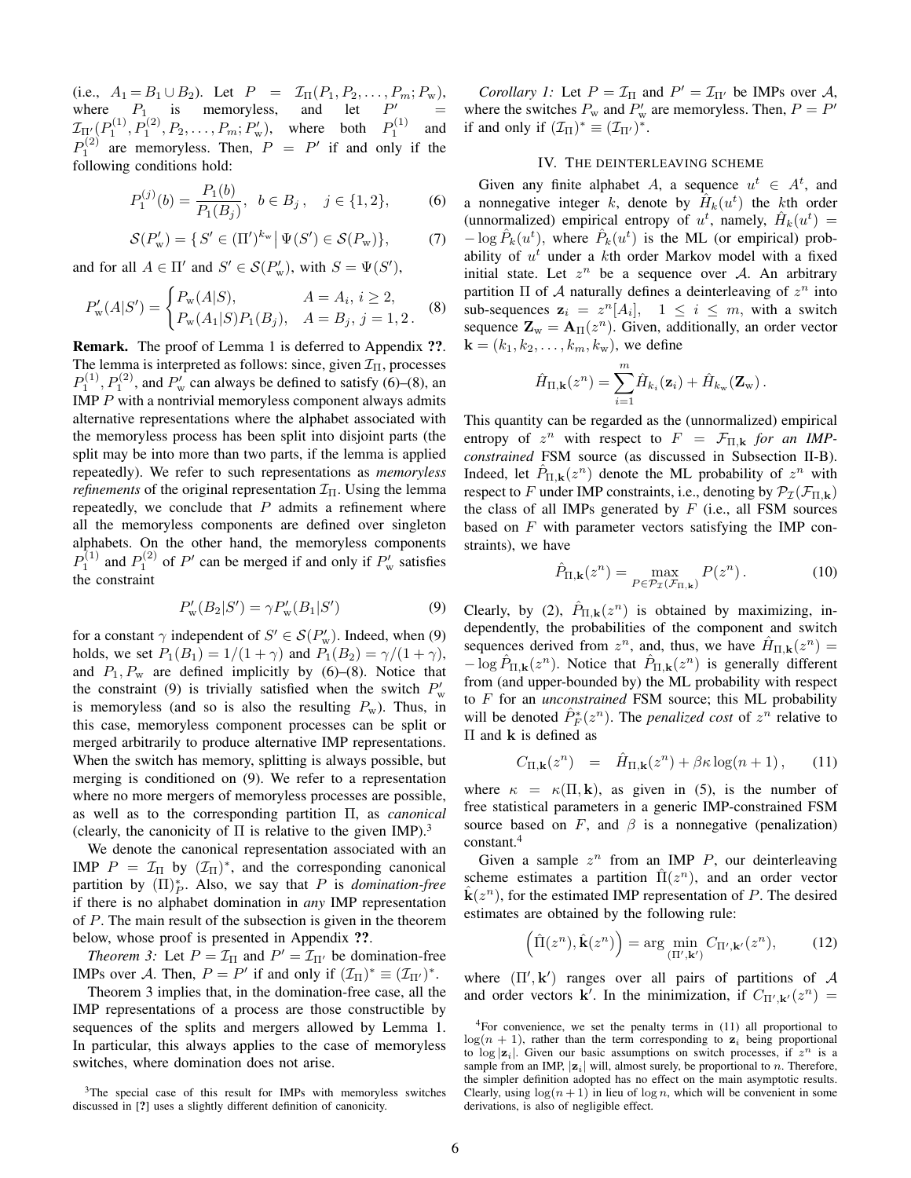(i.e., $A_1 = B_1 \cup B_2$). Let $P = \mathcal{I}_\Pi(P_1, P_2, \ldots, P_m; P_\mathrm{w})$, where $P_1$ is memoryless, and let $P' = \mathcal{I}_{\Pi'}(P_1^{(1)}, P_1^{(2)}, P_2, \ldots, P_m; P'_\mathrm{w})$, where both $P_1^{(1)}$ and $P_1^{(2)}$ are memoryless. Then, $P = P'$ if and only if the following conditions hold:

$$P_1^{(j)}(b) = \frac{P_1(b)}{P_1(B_j)}, \;\; b \in B_j\,, \quad j \in \{1, 2\}, \tag{6}$$

$$\mathcal{S}(P'_\mathrm{w}) = \{\, S' \in (\Pi')^{k_\mathrm{w}} \,|\, \Psi(S') \in \mathcal{S}(P_\mathrm{w})\}, \tag{7}$$

and for all $A \in \Pi'$ and $S' \in \mathcal{S}(P'_\mathrm{w})$, with $S = \Psi(S')$,

$$P'_\mathrm{w}(A|S') = \begin{cases} P_\mathrm{w}(A|S), & A = A_i,\; i \geq 2, \\ P_\mathrm{w}(A_1|S)P_1(B_j), & A = B_j,\; j = 1, 2\,. \end{cases} \tag{8}$$

**Remark.** The proof of Lemma 1 is deferred to Appendix ??. The lemma is interpreted as follows: since, given $\mathcal{I}_\Pi$, processes $P_1^{(1)}, P_1^{(2)}$, and $P'_\mathrm{w}$ can always be defined to satisfy (6)–(8), an IMP $P$ with a nontrivial memoryless component always admits alternative representations where the alphabet associated with the memoryless process has been split into disjoint parts (the split may be into more than two parts, if the lemma is applied repeatedly). We refer to such representations as *memoryless refinements* of the original representation $\mathcal{I}_\Pi$. Using the lemma repeatedly, we conclude that $P$ admits a refinement where all the memoryless components are defined over singleton alphabets. On the other hand, the memoryless components $P_1^{(1)}$ and $P_1^{(2)}$ of $P'$ can be merged if and only if $P'_\mathrm{w}$ satisfies the constraint

$$P'_\mathrm{w}(B_2|S') = \gamma P'_\mathrm{w}(B_1|S') \tag{9}$$

for a constant $\gamma$ independent of $S' \in \mathcal{S}(P'_\mathrm{w})$. Indeed, when (9) holds, we set $P_1(B_1) = 1/(1+\gamma)$ and $P_1(B_2) = \gamma/(1+\gamma)$, and $P_1, P_\mathrm{w}$ are defined implicitly by (6)–(8). Notice that the constraint (9) is trivially satisfied when the switch $P'_\mathrm{w}$ is memoryless (and so is also the resulting $P_\mathrm{w}$). Thus, in this case, memoryless component processes can be split or merged arbitrarily to produce alternative IMP representations. When the switch has memory, splitting is always possible, but merging is conditioned on (9). We refer to a representation where no more mergers of memoryless processes are possible, as well as to the corresponding partition $\Pi$, as *canonical* (clearly, the canonicity of $\Pi$ is relative to the given IMP).[3]

We denote the canonical representation associated with an IMP $P = \mathcal{I}_\Pi$ by $(\mathcal{I}_\Pi)^*$, and the corresponding canonical partition by $(\Pi)_P^*$. Also, we say that $P$ is *domination-free* if there is no alphabet domination in *any* IMP representation of $P$. The main result of the subsection is given in the theorem below, whose proof is presented in Appendix ??.

*Theorem 3:* Let $P = \mathcal{I}_\Pi$ and $P' = \mathcal{I}_{\Pi'}$ be domination-free IMPs over $\mathcal{A}$. Then, $P = P'$ if and only if $(\mathcal{I}_\Pi)^* \equiv (\mathcal{I}_{\Pi'})^*$.

Theorem 3 implies that, in the domination-free case, all the IMP representations of a process are those constructible by sequences of the splits and mergers allowed by Lemma 1. In particular, this always applies to the case of memoryless switches, where domination does not arise.

[3] The special case of this result for IMPs with memoryless switches discussed in [?] uses a slightly different definition of canonicity.

*Corollary 1:* Let $P = \mathcal{I}_\Pi$ and $P' = \mathcal{I}_{\Pi'}$ be IMPs over $\mathcal{A}$, where the switches $P_\mathrm{w}$ and $P'_\mathrm{w}$ are memoryless. Then, $P = P'$ if and only if $(\mathcal{I}_\Pi)^* \equiv (\mathcal{I}_{\Pi'})^*$.

## IV. The deinterleaving scheme

Given any finite alphabet $A$, a sequence $u^t \in A^t$, and a nonnegative integer $k$, denote by $\hat{H}_k(u^t)$ the $k$th order (unnormalized) empirical entropy of $u^t$, namely, $\hat{H}_k(u^t) = -\log \hat{P}_k(u^t)$, where $\hat{P}_k(u^t)$ is the ML (or empirical) probability of $u^t$ under a $k$th order Markov model with a fixed initial state. Let $z^n$ be a sequence over $\mathcal{A}$. An arbitrary partition $\Pi$ of $\mathcal{A}$ naturally defines a deinterleaving of $z^n$ into sub-sequences $\mathbf{z}_i = z^n[A_i]$, $1 \leq i \leq m$, with a switch sequence $\mathbf{Z}_\mathrm{w} = \mathbf{A}_\Pi(z^n)$. Given, additionally, an order vector $\mathbf{k} = (k_1, k_2, \ldots, k_m, k_\mathrm{w})$, we define

$$\hat{H}_{\Pi,\mathbf{k}}(z^n) = \sum_{i=1}^{m} \hat{H}_{k_i}(\mathbf{z}_i) + \hat{H}_{k_\mathrm{w}}(\mathbf{Z}_\mathrm{w})\,.$$

This quantity can be regarded as the (unnormalized) empirical entropy of $z^n$ with respect to $F = \mathcal{F}_{\Pi,\mathbf{k}}$ *for an IMP-constrained* FSM source (as discussed in Subsection II-B). Indeed, let $\hat{P}_{\Pi,\mathbf{k}}(z^n)$ denote the ML probability of $z^n$ with respect to $F$ under IMP constraints, i.e., denoting by $\mathcal{P}_\mathcal{I}(\mathcal{F}_{\Pi,\mathbf{k}})$ the class of all IMPs generated by $F$ (i.e., all FSM sources based on $F$ with parameter vectors satisfying the IMP constraints), we have

$$\hat{P}_{\Pi,\mathbf{k}}(z^n) = \max_{P \in \mathcal{P}_\mathcal{I}(\mathcal{F}_{\Pi,\mathbf{k}})} P(z^n)\,. \tag{10}$$

Clearly, by (2), $\hat{P}_{\Pi,\mathbf{k}}(z^n)$ is obtained by maximizing, independently, the probabilities of the component and switch sequences derived from $z^n$, and, thus, we have $\hat{H}_{\Pi,\mathbf{k}}(z^n) = -\log \hat{P}_{\Pi,\mathbf{k}}(z^n)$. Notice that $\hat{P}_{\Pi,\mathbf{k}}(z^n)$ is generally different from (and upper-bounded by) the ML probability with respect to $F$ for an *unconstrained* FSM source; this ML probability will be denoted $\hat{P}_F^*(z^n)$. The *penalized cost* of $z^n$ relative to $\Pi$ and $\mathbf{k}$ is defined as

$$C_{\Pi,\mathbf{k}}(z^n) \;\;=\;\; \hat{H}_{\Pi,\mathbf{k}}(z^n) + \beta\kappa \log(n+1)\,, \tag{11}$$

where $\kappa = \kappa(\Pi, \mathbf{k})$, as given in (5), is the number of free statistical parameters in a generic IMP-constrained FSM source based on $F$, and $\beta$ is a nonnegative (penalization) constant.[4]

Given a sample $z^n$ from an IMP $P$, our deinterleaving scheme estimates a partition $\hat{\Pi}(z^n)$, and an order vector $\hat{\mathbf{k}}(z^n)$, for the estimated IMP representation of $P$. The desired estimates are obtained by the following rule:

$$\left(\hat{\Pi}(z^n), \hat{\mathbf{k}}(z^n)\right) = \arg \min_{(\Pi',\mathbf{k}')} C_{\Pi',\mathbf{k}'}(z^n), \tag{12}$$

where $(\Pi', \mathbf{k}')$ ranges over all pairs of partitions of $\mathcal{A}$ and order vectors $\mathbf{k}'$. In the minimization, if $C_{\Pi',\mathbf{k}'}(z^n) =$

[4] For convenience, we set the penalty terms in (11) all proportional to $\log(n+1)$, rather than the term corresponding to $\mathbf{z}_i$ being proportional to $\log|\mathbf{z}_i|$. Given our basic assumptions on switch processes, if $z^n$ is a sample from an IMP, $|\mathbf{z}_i|$ will, almost surely, be proportional to $n$. Therefore, the simpler definition adopted has no effect on the main asymptotic results. Clearly, using $\log(n+1)$ in lieu of $\log n$, which will be convenient in some derivations, is also of negligible effect.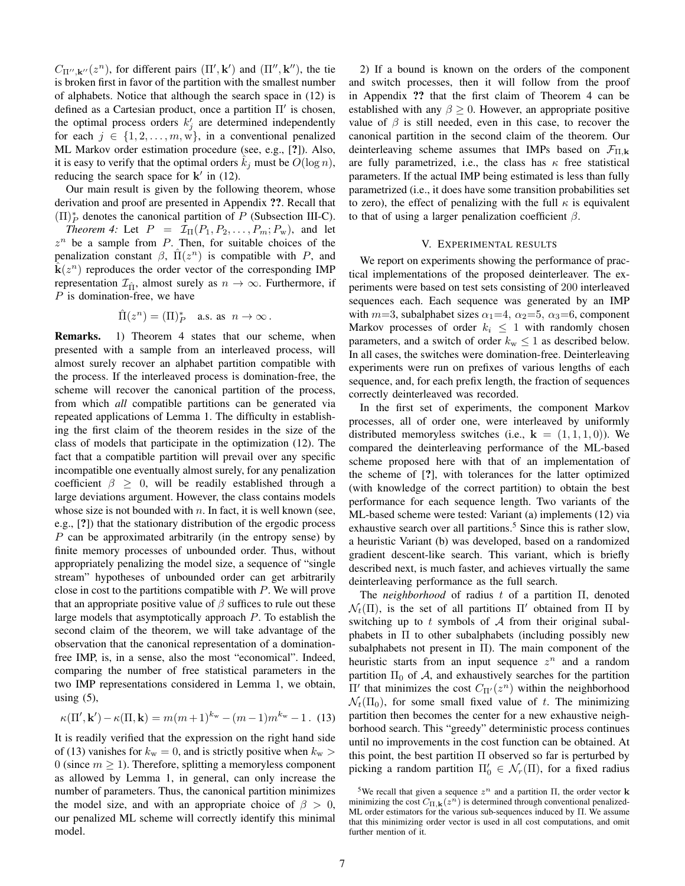$C_{\Pi'',\mathbf{k}''}(z^n)$, for different pairs $(\Pi',\mathbf{k}')$ and $(\Pi'',\mathbf{k}'')$, the tie is broken first in favor of the partition with the smallest number of alphabets. Notice that although the search space in (12) is defined as a Cartesian product, once a partition $\Pi'$ is chosen, the optimal process orders $k'_j$ are determined independently for each $j \in \{1, 2, \ldots, m, \mathrm{w}\}$, in a conventional penalized ML Markov order estimation procedure (see, e.g., [?]). Also, it is easy to verify that the optimal orders $\hat{k}_j$ must be $O(\log n)$, reducing the search space for $\mathbf{k}'$ in (12).

Our main result is given by the following theorem, whose derivation and proof are presented in Appendix ??. Recall that $(\Pi)^*_P$ denotes the canonical partition of $P$ (Subsection III-C).

*Theorem 4:* Let $P = \mathcal{I}_\Pi(P_1, P_2, \ldots, P_m; P_\mathrm{w})$, and let $z^n$ be a sample from $P$. Then, for suitable choices of the penalization constant $\beta$, $\hat{\Pi}(z^n)$ is compatible with $P$, and $\hat{\mathbf{k}}(z^n)$ reproduces the order vector of the corresponding IMP representation $\mathcal{I}_{\hat{\Pi}}$, almost surely as $n \to \infty$. Furthermore, if $P$ is domination-free, we have

$$\hat{\Pi}(z^n) = (\Pi)^*_P \quad \text{a.s. as } n \to \infty\,.$$

**Remarks.** 1) Theorem 4 states that our scheme, when presented with a sample from an interleaved process, will almost surely recover an alphabet partition compatible with the process. If the interleaved process is domination-free, the scheme will recover the canonical partition of the process, from which *all* compatible partitions can be generated via repeated applications of Lemma 1. The difficulty in establishing the first claim of the theorem resides in the size of the class of models that participate in the optimization (12). The fact that a compatible partition will prevail over any specific incompatible one eventually almost surely, for any penalization coefficient $\beta \geq 0$, will be readily established through a large deviations argument. However, the class contains models whose size is not bounded with $n$. In fact, it is well known (see, e.g., [?]) that the stationary distribution of the ergodic process $P$ can be approximated arbitrarily (in the entropy sense) by finite memory processes of unbounded order. Thus, without appropriately penalizing the model size, a sequence of "single stream" hypotheses of unbounded order can get arbitrarily close in cost to the partitions compatible with $P$. We will prove that an appropriate positive value of $\beta$ suffices to rule out these large models that asymptotically approach $P$. To establish the second claim of the theorem, we will take advantage of the observation that the canonical representation of a domination-free IMP, is, in a sense, also the most "economical". Indeed, comparing the number of free statistical parameters in the two IMP representations considered in Lemma 1, we obtain, using (5),

$$\kappa(\Pi',\mathbf{k}') - \kappa(\Pi,\mathbf{k}) = m(m+1)^{k_\mathrm{w}} - (m-1)m^{k_\mathrm{w}} - 1\,. \quad (13)$$

It is readily verified that the expression on the right hand side of (13) vanishes for $k_\mathrm{w} = 0$, and is strictly positive when $k_\mathrm{w} > 0$ (since $m \geq 1$). Therefore, splitting a memoryless component as allowed by Lemma 1, in general, can only increase the number of parameters. Thus, the canonical partition minimizes the model size, and with an appropriate choice of $\beta > 0$, our penalized ML scheme will correctly identify this minimal model.

2) If a bound is known on the orders of the component and switch processes, then it will follow from the proof in Appendix ?? that the first claim of Theorem 4 can be established with any $\beta \geq 0$. However, an appropriate positive value of $\beta$ is still needed, even in this case, to recover the canonical partition in the second claim of the theorem. Our deinterleaving scheme assumes that IMPs based on $\mathcal{F}_{\Pi,\mathbf{k}}$ are fully parametrized, i.e., the class has $\kappa$ free statistical parameters. If the actual IMP being estimated is less than fully parametrized (i.e., it does have some transition probabilities set to zero), the effect of penalizing with the full $\kappa$ is equivalent to that of using a larger penalization coefficient $\beta$.

## V. Experimental results

We report on experiments showing the performance of practical implementations of the proposed deinterleaver. The experiments were based on test sets consisting of 200 interleaved sequences each. Each sequence was generated by an IMP with $m{=}3$, subalphabet sizes $\alpha_1{=}4$, $\alpha_2{=}5$, $\alpha_3{=}6$, component Markov processes of order $k_i \leq 1$ with randomly chosen parameters, and a switch of order $k_\mathrm{w} \leq 1$ as described below. In all cases, the switches were domination-free. Deinterleaving experiments were run on prefixes of various lengths of each sequence, and, for each prefix length, the fraction of sequences correctly deinterleaved was recorded.

In the first set of experiments, the component Markov processes, all of order one, were interleaved by uniformly distributed memoryless switches (i.e., $\mathbf{k} = (1,1,1,0)$). We compared the deinterleaving performance of the ML-based scheme proposed here with that of an implementation of the scheme of [?], with tolerances for the latter optimized (with knowledge of the correct partition) to obtain the best performance for each sequence length. Two variants of the ML-based scheme were tested: Variant (a) implements (12) via exhaustive search over all partitions.[5] Since this is rather slow, a heuristic Variant (b) was developed, based on a randomized gradient descent-like search. This variant, which is briefly described next, is much faster, and achieves virtually the same deinterleaving performance as the full search.

The *neighborhood* of radius $t$ of a partition $\Pi$, denoted $\mathcal{N}_t(\Pi)$, is the set of all partitions $\Pi'$ obtained from $\Pi$ by switching up to $t$ symbols of $\mathcal{A}$ from their original subalphabets in $\Pi$ to other subalphabets (including possibly new subalphabets not present in $\Pi$). The main component of the heuristic starts from an input sequence $z^n$ and a random partition $\Pi_0$ of $\mathcal{A}$, and exhaustively searches for the partition $\Pi'$ that minimizes the cost $C_{\Pi'}(z^n)$ within the neighborhood $\mathcal{N}_t(\Pi_0)$, for some small fixed value of $t$. The minimizing partition then becomes the center for a new exhaustive neighborhood search. This "greedy" deterministic process continues until no improvements in the cost function can be obtained. At this point, the best partition $\Pi$ observed so far is perturbed by picking a random partition $\Pi'_0 \in \mathcal{N}_r(\Pi)$, for a fixed radius

[5] We recall that given a sequence $z^n$ and a partition $\Pi$, the order vector $\mathbf{k}$ minimizing the cost $C_{\Pi,\mathbf{k}}(z^n)$ is determined through conventional penalized-ML order estimators for the various sub-sequences induced by $\Pi$. We assume that this minimizing order vector is used in all cost computations, and omit further mention of it.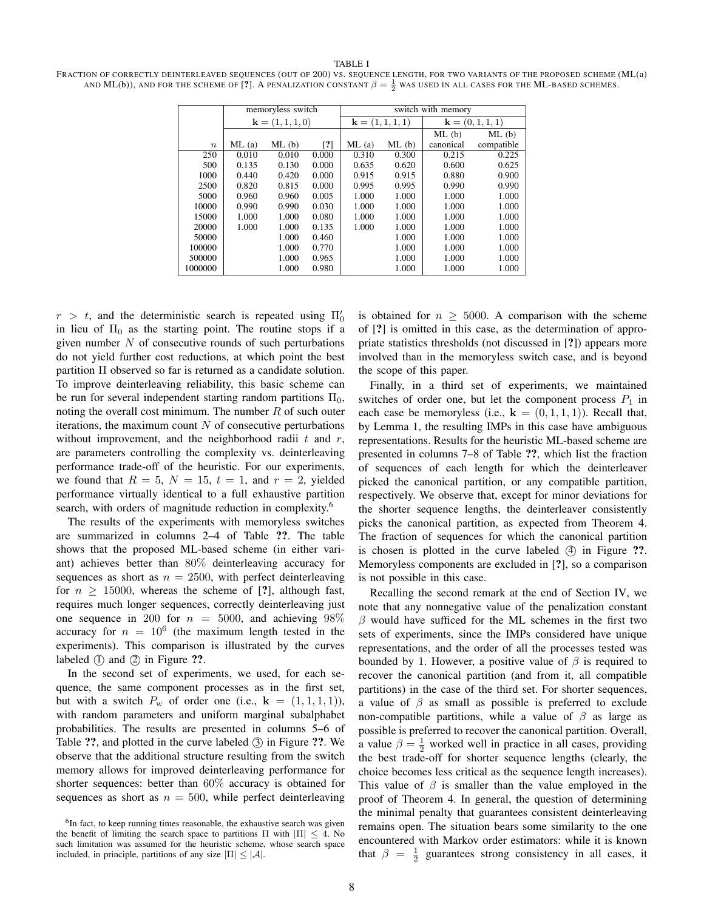TABLE I

FRACTION OF CORRECTLY DEINTERLEAVED SEQUENCES (OUT OF 200) VS. SEQUENCE LENGTH, FOR TWO VARIANTS OF THE PROPOSED SCHEME (ML(a) AND ML(b)), AND FOR THE SCHEME OF [?]. A PENALIZATION CONSTANT $\beta = \frac{1}{2}$ WAS USED IN ALL CASES FOR THE ML-BASED SCHEMES.

| | memoryless switch | | | switch with memory | | | |
|---|---|---|---|---|---|---|---|
| | $\mathbf{k} = (1,1,1,0)$ | | | $\mathbf{k} = (1,1,1,1)$ | | $\mathbf{k} = (0,1,1,1)$ | |
| $n$ | ML (a) | ML (b) | [?] | ML (a) | ML (b) | ML (b) canonical | ML (b) compatible |
| 250 | 0.010 | 0.010 | 0.000 | 0.310 | 0.300 | 0.215 | 0.225 |
| 500 | 0.135 | 0.130 | 0.000 | 0.635 | 0.620 | 0.600 | 0.625 |
| 1000 | 0.440 | 0.420 | 0.000 | 0.915 | 0.915 | 0.880 | 0.900 |
| 2500 | 0.820 | 0.815 | 0.000 | 0.995 | 0.995 | 0.990 | 0.990 |
| 5000 | 0.960 | 0.960 | 0.005 | 1.000 | 1.000 | 1.000 | 1.000 |
| 10000 | 0.990 | 0.990 | 0.030 | 1.000 | 1.000 | 1.000 | 1.000 |
| 15000 | 1.000 | 1.000 | 0.080 | 1.000 | 1.000 | 1.000 | 1.000 |
| 20000 | 1.000 | 1.000 | 0.135 | 1.000 | 1.000 | 1.000 | 1.000 |
| 50000 | | 1.000 | 0.460 | | 1.000 | 1.000 | 1.000 |
| 100000 | | 1.000 | 0.770 | | 1.000 | 1.000 | 1.000 |
| 500000 | | 1.000 | 0.965 | | 1.000 | 1.000 | 1.000 |
| 1000000 | | 1.000 | 0.980 | | 1.000 | 1.000 | 1.000 |

$r > t$, and the deterministic search is repeated using $\Pi_0'$ in lieu of $\Pi_0$ as the starting point. The routine stops if a given number $N$ of consecutive rounds of such perturbations do not yield further cost reductions, at which point the best partition $\Pi$ observed so far is returned as a candidate solution. To improve deinterleaving reliability, this basic scheme can be run for several independent starting random partitions $\Pi_0$, noting the overall cost minimum. The number $R$ of such outer iterations, the maximum count $N$ of consecutive perturbations without improvement, and the neighborhood radii $t$ and $r$, are parameters controlling the complexity vs. deinterleaving performance trade-off of the heuristic. For our experiments, we found that $R = 5$, $N = 15$, $t = 1$, and $r = 2$, yielded performance virtually identical to a full exhaustive partition search, with orders of magnitude reduction in complexity.[6]

The results of the experiments with memoryless switches are summarized in columns 2–4 of Table ??. The table shows that the proposed ML-based scheme (in either variant) achieves better than 80% deinterleaving accuracy for sequences as short as $n = 2500$, with perfect deinterleaving for $n \geq 15000$, whereas the scheme of [?], although fast, requires much longer sequences, correctly deinterleaving just one sequence in 200 for $n = 5000$, and achieving 98% accuracy for $n = 10^6$ (the maximum length tested in the experiments). This comparison is illustrated by the curves labeled ① and ② in Figure ??.

In the second set of experiments, we used, for each sequence, the same component processes as in the first set, but with a switch $P_{\mathrm{w}}$ of order one (i.e., $\mathbf{k} = (1,1,1,1)$), with random parameters and uniform marginal subalphabet probabilities. The results are presented in columns 5–6 of Table ??, and plotted in the curve labeled ③ in Figure ??. We observe that the additional structure resulting from the switch memory allows for improved deinterleaving performance for shorter sequences: better than 60% accuracy is obtained for sequences as short as $n = 500$, while perfect deinterleaving is obtained for $n \geq 5000$. A comparison with the scheme of [?] is omitted in this case, as the determination of appropriate statistics thresholds (not discussed in [?]) appears more involved than in the memoryless switch case, and is beyond the scope of this paper.

Finally, in a third set of experiments, we maintained switches of order one, but let the component process $P_1$ in each case be memoryless (i.e., $\mathbf{k} = (0,1,1,1)$). Recall that, by Lemma 1, the resulting IMPs in this case have ambiguous representations. Results for the heuristic ML-based scheme are presented in columns 7–8 of Table ??, which list the fraction of sequences of each length for which the deinterleaver picked the canonical partition, or any compatible partition, respectively. We observe that, except for minor deviations for the shorter sequence lengths, the deinterleaver consistently picks the canonical partition, as expected from Theorem 4. The fraction of sequences for which the canonical partition is chosen is plotted in the curve labeled ④ in Figure ??. Memoryless components are excluded in [?], so a comparison is not possible in this case.

Recalling the second remark at the end of Section IV, we note that any nonnegative value of the penalization constant $\beta$ would have sufficed for the ML schemes in the first two sets of experiments, since the IMPs considered have unique representations, and the order of all the processes tested was bounded by 1. However, a positive value of $\beta$ is required to recover the canonical partition (and from it, all compatible partitions) in the case of the third set. For shorter sequences, a value of $\beta$ as small as possible is preferred to exclude non-compatible partitions, while a value of $\beta$ as large as possible is preferred to recover the canonical partition. Overall, a value $\beta = \frac{1}{2}$ worked well in practice in all cases, providing the best trade-off for shorter sequence lengths (clearly, the choice becomes less critical as the sequence length increases). This value of $\beta$ is smaller than the value employed in the proof of Theorem 4. In general, the question of determining the minimal penalty that guarantees consistent deinterleaving remains open. The situation bears some similarity to the one encountered with Markov order estimators: while it is known that $\beta = \frac{1}{2}$ guarantees strong consistency in all cases, it

[6] In fact, to keep running times reasonable, the exhaustive search was given the benefit of limiting the search space to partitions $\Pi$ with $|\Pi| \leq 4$. No such limitation was assumed for the heuristic scheme, whose search space included, in principle, partitions of any size $|\Pi| \leq |\mathcal{A}|$.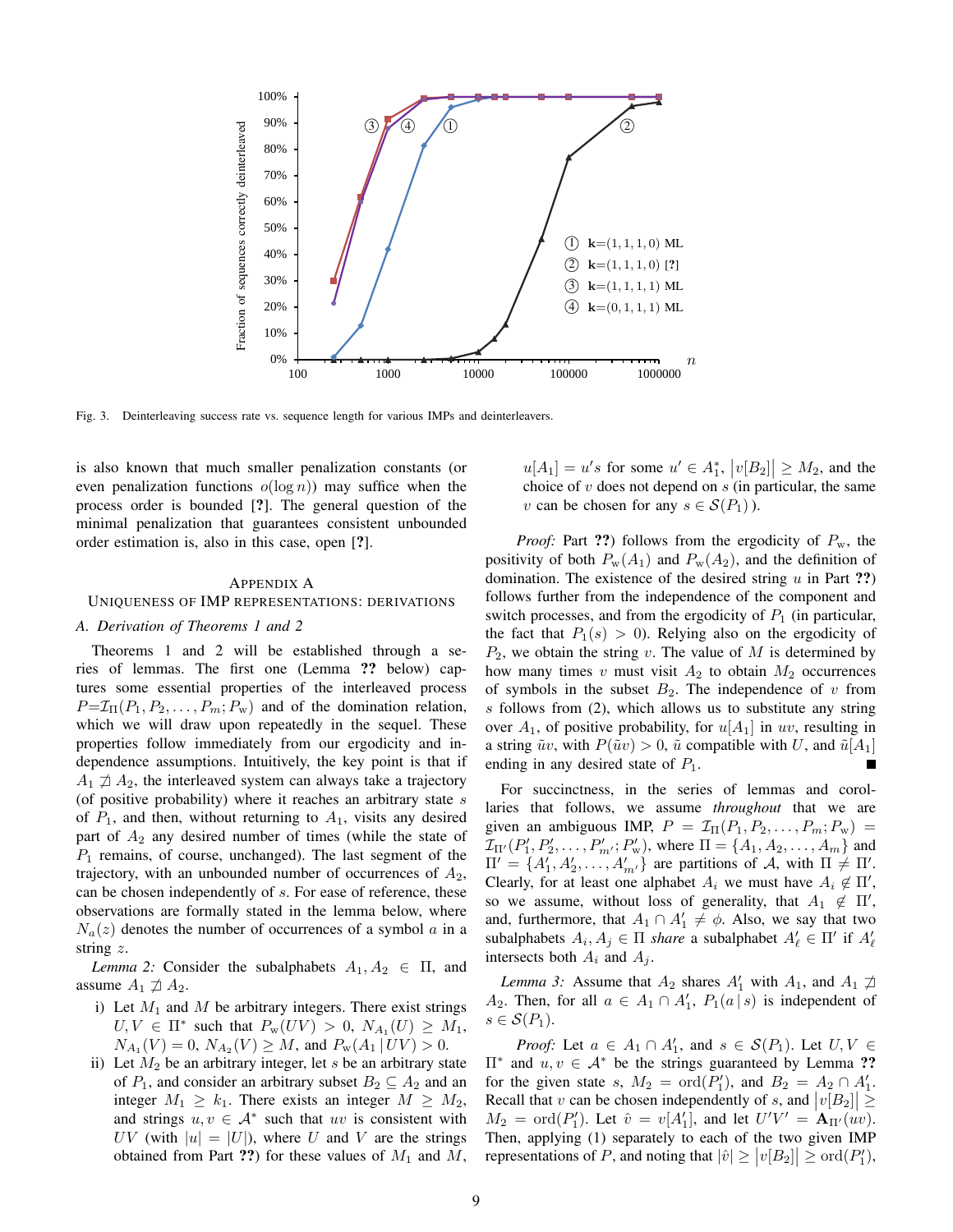Fig. 3. Deinterleaving success rate vs. sequence length for various IMPs and deinterleavers.

is also known that much smaller penalization constants (or even penalization functions $o(\log n)$) may suffice when the process order is bounded [?]. The general question of the minimal penalization that guarantees consistent unbounded order estimation is, also in this case, open [?].

## Appendix A
## Uniqueness of IMP representations: derivations

### A. Derivation of Theorems 1 and 2

Theorems 1 and 2 will be established through a series of lemmas. The first one (Lemma ?? below) captures some essential properties of the interleaved process $P{=}\mathcal{I}_\Pi(P_1, P_2, \ldots, P_m; P_{\rm w})$ and of the domination relation, which we will draw upon repeatedly in the sequel. These properties follow immediately from our ergodicity and independence assumptions. Intuitively, the key point is that if $A_1 \not\succeq A_2$, the interleaved system can always take a trajectory (of positive probability) where it reaches an arbitrary state $s$ of $P_1$, and then, without returning to $A_1$, visits any desired part of $A_2$ any desired number of times (while the state of $P_1$ remains, of course, unchanged). The last segment of the trajectory, with an unbounded number of occurrences of $A_2$, can be chosen independently of $s$. For ease of reference, these observations are formally stated in the lemma below, where $N_a(z)$ denotes the number of occurrences of a symbol $a$ in a string $z$.

*Lemma 2:* Consider the subalphabets $A_1, A_2 \in \Pi$, and assume $A_1 \not\succeq A_2$.

i) Let $M_1$ and $M$ be arbitrary integers. There exist strings $U, V \in \Pi^*$ such that $P_{\rm w}(UV) > 0$, $N_{A_1}(U) \geq M_1$, $N_{A_1}(V) = 0$, $N_{A_2}(V) \geq M$, and $P_{\rm w}(A_1 \,|\, UV) > 0$.

ii) Let $M_2$ be an arbitrary integer, let $s$ be an arbitrary state of $P_1$, and consider an arbitrary subset $B_2 \subseteq A_2$ and an integer $M_1 \geq k_1$. There exists an integer $M \geq M_2$, and strings $u, v \in \mathcal{A}^*$ such that $uv$ is consistent with $UV$ (with $|u| = |U|$), where $U$ and $V$ are the strings obtained from Part ??) for these values of $M_1$ and $M$, $u[A_1] = u's$ for some $u' \in A_1^*$, $\big|v[B_2]\big| \geq M_2$, and the choice of $v$ does not depend on $s$ (in particular, the same $v$ can be chosen for any $s \in \mathcal{S}(P_1)$ ).

*Proof:* Part ??) follows from the ergodicity of $P_{\rm w}$, the positivity of both $P_{\rm w}(A_1)$ and $P_{\rm w}(A_2)$, and the definition of domination. The existence of the desired string $u$ in Part ??) follows further from the independence of the component and switch processes, and from the ergodicity of $P_1$ (in particular, the fact that $P_1(s) > 0$). Relying also on the ergodicity of $P_2$, we obtain the string $v$. The value of $M$ is determined by how many times $v$ must visit $A_2$ to obtain $M_2$ occurrences of symbols in the subset $B_2$. The independence of $v$ from $s$ follows from (2), which allows us to substitute any string over $A_1$, of positive probability, for $u[A_1]$ in $uv$, resulting in a string $\tilde{u}v$, with $P(\tilde{u}v) > 0$, $\tilde{u}$ compatible with $U$, and $\tilde{u}[A_1]$ ending in any desired state of $P_1$. ∎

For succinctness, in the series of lemmas and corollaries that follows, we assume *throughout* that we are given an ambiguous IMP, $P = \mathcal{I}_\Pi(P_1, P_2, \ldots, P_m; P_{\rm w}) = \mathcal{I}_{\Pi'}(P'_1, P'_2, \ldots, P'_{m'}; P'_{\rm w})$, where $\Pi = \{A_1, A_2, \ldots, A_m\}$ and $\Pi' = \{A'_1, A'_2, \ldots, A'_{m'}\}$ are partitions of $\mathcal{A}$, with $\Pi \neq \Pi'$. Clearly, for at least one alphabet $A_i$ we must have $A_i \notin \Pi'$, so we assume, without loss of generality, that $A_1 \notin \Pi'$, and, furthermore, that $A_1 \cap A'_1 \neq \phi$. Also, we say that two subalphabets $A_i, A_j \in \Pi$ *share* a subalphabet $A'_\ell \in \Pi'$ if $A'_\ell$ intersects both $A_i$ and $A_j$.

*Lemma 3:* Assume that $A_2$ shares $A'_1$ with $A_1$, and $A_1 \not\succeq A_2$. Then, for all $a \in A_1 \cap A'_1$, $P_1(a \,|\, s)$ is independent of $s \in \mathcal{S}(P_1)$.

*Proof:* Let $a \in A_1 \cap A'_1$, and $s \in \mathcal{S}(P_1)$. Let $U, V \in \Pi^*$ and $u, v \in \mathcal{A}^*$ be the strings guaranteed by Lemma ?? for the given state $s$, $M_2 = \operatorname{ord}(P'_1)$, and $B_2 = A_2 \cap A'_1$. Recall that $v$ can be chosen independently of $s$, and $\big|v[B_2]\big| \geq M_2 = \operatorname{ord}(P'_1)$. Let $\hat{v} = v[A'_1]$, and let $U'V' = \mathbf{A}_{\Pi'}(uv)$. Then, applying (1) separately to each of the two given IMP representations of $P$, and noting that $|\hat{v}| \geq \big|v[B_2]\big| \geq \operatorname{ord}(P'_1)$,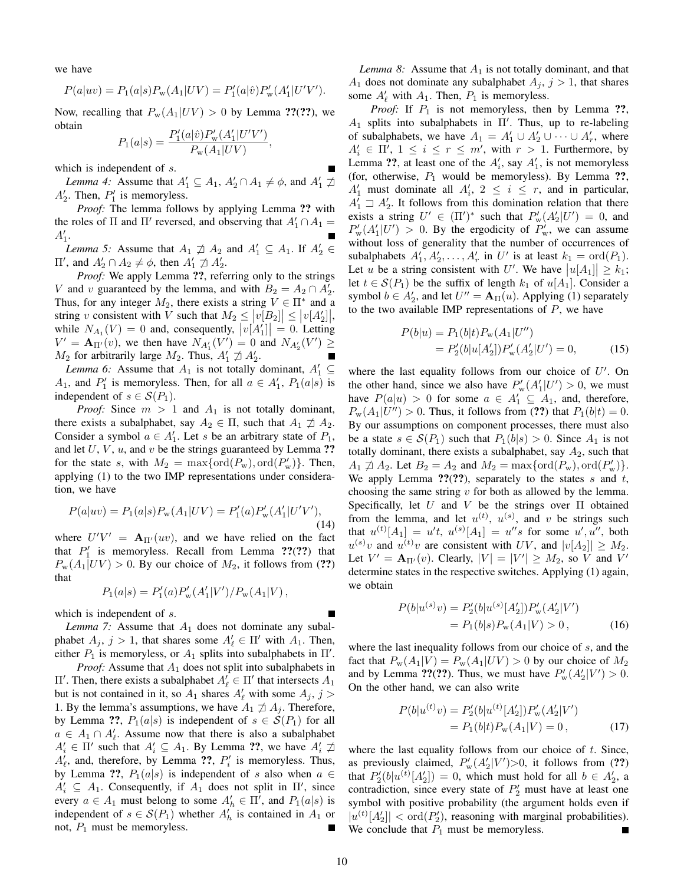we have

$$P(a|uv) = P_1(a|s)P_{\rm w}(A_1|UV) = P_1'(a|\hat{v})P_{\rm w}'(A_1'|U'V').$$

Now, recalling that $P_{\rm w}(A_1|UV) > 0$ by Lemma ??(??), we obtain

$$P_1(a|s) = \frac{P_1'(a|\hat{v})P_{\rm w}'(A_1'|U'V')}{P_{\rm w}(A_1|UV)},$$

which is independent of $s$. ■

*Lemma 4:* Assume that $A_1' \subseteq A_1$, $A_2' \cap A_1 \neq \phi$, and $A_1' \not\sqsupset A_2'$. Then, $P_1'$ is memoryless.

*Proof:* The lemma follows by applying Lemma ?? with the roles of $\Pi$ and $\Pi'$ reversed, and observing that $A_1' \cap A_1 = A_1'$. ■

*Lemma 5:* Assume that $A_1 \not\sqsupset A_2$ and $A_1' \subseteq A_1$. If $A_2' \in \Pi'$, and $A_2' \cap A_2 \neq \phi$, then $A_1' \not\sqsupset A_2'$.

*Proof:* We apply Lemma ??, referring only to the strings $V$ and $v$ guaranteed by the lemma, and with $B_2 = A_2 \cap A_2'$. Thus, for any integer $M_2$, there exists a string $V \in \Pi^*$ and a string $v$ consistent with $V$ such that $M_2 \leq \big|v[B_2]\big| \leq \big|v[A_2']\big|$, while $N_{A_1}(V) = 0$ and, consequently, $\big|v[A_1']\big| = 0$. Letting $V' = \mathbf{A}_{\Pi'}(v)$, we then have $N_{A_1'}(V') = 0$ and $N_{A_2'}(V') \geq M_2$ for arbitrarily large $M_2$. Thus, $A_1' \not\sqsupset A_2'$. ■

*Lemma 6:* Assume that $A_1$ is not totally dominant, $A_1' \subseteq A_1$, and $P_1'$ is memoryless. Then, for all $a \in A_1'$, $P_1(a|s)$ is independent of $s \in \mathcal{S}(P_1)$.

*Proof:* Since $m > 1$ and $A_1$ is not totally dominant, there exists a subalphabet, say $A_2 \in \Pi$, such that $A_1 \not\sqsupset A_2$. Consider a symbol $a \in A_1'$. Let $s$ be an arbitrary state of $P_1$, and let $U$, $V$, $u$, and $v$ be the strings guaranteed by Lemma ?? for the state $s$, with $M_2 = \max\{\mathrm{ord}(P_{\rm w}), \mathrm{ord}(P_{\rm w}')\}$. Then, applying (1) to the two IMP representations under consideration, we have

$$P(a|uv) = P_1(a|s)P_{\rm w}(A_1|UV) = P_1'(a)P_{\rm w}'(A_1'|U'V'), \tag{14}$$

where $U'V' = \mathbf{A}_{\Pi'}(uv)$, and we have relied on the fact that $P_1'$ is memoryless. Recall from Lemma ??(??) that $P_{\rm w}(A_1|UV) > 0$. By our choice of $M_2$, it follows from (??) that

$$P_1(a|s) = P_1'(a)P_{\rm w}'(A_1'|V')/P_{\rm w}(A_1|V)\,,$$

which is independent of $s$. ■

*Lemma 7:* Assume that $A_1$ does not dominate any subalphabet $A_j$, $j > 1$, that shares some $A_\ell' \in \Pi'$ with $A_1$. Then, either $P_1$ is memoryless, or $A_1$ splits into subalphabets in $\Pi'$.

*Proof:* Assume that $A_1$ does not split into subalphabets in $\Pi'$. Then, there exists a subalphabet $A_\ell' \in \Pi'$ that intersects $A_1$ but is not contained in it, so $A_1$ shares $A_\ell'$ with some $A_j$, $j > 1$. By the lemma's assumptions, we have $A_1 \not\sqsupset A_j$. Therefore, by Lemma ??, $P_1(a|s)$ is independent of $s \in \mathcal{S}(P_1)$ for all $a \in A_1 \cap A_\ell'$. Assume now that there is also a subalphabet $A_i' \in \Pi'$ such that $A_i' \subseteq A_1$. By Lemma ??, we have $A_i' \not\sqsupset A_\ell'$, and, therefore, by Lemma ??, $P_i'$ is memoryless. Thus, by Lemma ??, $P_1(a|s)$ is independent of $s$ also when $a \in A_i' \subseteq A_1$. Consequently, if $A_1$ does not split in $\Pi'$, since every $a \in A_1$ must belong to some $A_h' \in \Pi'$, and $P_1(a|s)$ is independent of $s \in \mathcal{S}(P_1)$ whether $A_h'$ is contained in $A_1$ or not, $P_1$ must be memoryless. ■

*Lemma 8:* Assume that $A_1$ is not totally dominant, and that $A_1$ does not dominate any subalphabet $A_j$, $j > 1$, that shares some $A_\ell'$ with $A_1$. Then, $P_1$ is memoryless.

*Proof:* If $P_1$ is not memoryless, then by Lemma ??, $A_1$ splits into subalphabets in $\Pi'$. Thus, up to re-labeling of subalphabets, we have $A_1 = A_1' \cup A_2' \cup \cdots \cup A_r'$, where $A_i' \in \Pi'$, $1 \leq i \leq r \leq m'$, with $r > 1$. Furthermore, by Lemma ??, at least one of the $A_i'$, say $A_1'$, is not memoryless (for, otherwise, $P_1$ would be memoryless). By Lemma ??, $A_1'$ must dominate all $A_i'$, $2 \leq i \leq r$, and in particular, $A_1' \sqsupset A_2'$. It follows from this domination relation that there exists a string $U' \in (\Pi')^*$ such that $P_{\rm w}'(A_2'|U') = 0$, and $P_{\rm w}'(A_1'|U') > 0$. By the ergodicity of $P_{\rm w}'$, we can assume without loss of generality that the number of occurrences of subalphabets $A_1', A_2', \ldots, A_r'$ in $U'$ is at least $k_1 = \mathrm{ord}(P_1)$. Let $u$ be a string consistent with $U'$. We have $\big|u[A_1]\big| \geq k_1$; let $t \in \mathcal{S}(P_1)$ be the suffix of length $k_1$ of $u[A_1]$. Consider a symbol $b \in A_2'$, and let $U'' = \mathbf{A}_{\Pi}(u)$. Applying (1) separately to the two available IMP representations of $P$, we have

$$\begin{aligned} P(b|u) &= P_1(b|t)P_{\rm w}(A_1|U'') \\ &= P_2'(b|u[A_2'])P_{\rm w}'(A_2'|U') = 0, \end{aligned} \tag{15}$$

where the last equality follows from our choice of $U'$. On the other hand, since we also have $P_{\rm w}'(A_1'|U') > 0$, we must have $P(a|u) > 0$ for some $a \in A_1' \subseteq A_1$, and, therefore, $P_{\rm w}(A_1|U'') > 0$. Thus, it follows from (??) that $P_1(b|t) = 0$. By our assumptions on component processes, there must also be a state $s \in \mathcal{S}(P_1)$ such that $P_1(b|s) > 0$. Since $A_1$ is not totally dominant, there exists a subalphabet, say $A_2$, such that $A_1 \not\sqsupset A_2$. Let $B_2 = A_2$ and $M_2 = \max\{\mathrm{ord}(P_{\rm w}), \mathrm{ord}(P_{\rm w}')\}$. We apply Lemma ??(??), separately to the states $s$ and $t$, choosing the same string $v$ for both as allowed by the lemma. Specifically, let $U$ and $V$ be the strings over $\Pi$ obtained from the lemma, and let $u^{(t)}$, $u^{(s)}$, and $v$ be strings such that $u^{(t)}[A_1] = u't$, $u^{(s)}[A_1] = u''s$ for some $u', u''$, both $u^{(s)}v$ and $u^{(t)}v$ are consistent with $UV$, and $|v[A_2]| \geq M_2$. Let $V' = \mathbf{A}_{\Pi'}(v)$. Clearly, $|V| = |V'| \geq M_2$, so $V$ and $V'$ determine states in the respective switches. Applying (1) again, we obtain

$$\begin{aligned} P(b|u^{(s)}v) &= P_2'(b|u^{(s)}[A_2'])P_{\rm w}'(A_2'|V') \\ &= P_1(b|s)P_{\rm w}(A_1|V) > 0\,, \end{aligned} \tag{16}$$

where the last inequality follows from our choice of $s$, and the fact that $P_{\rm w}(A_1|V) = P_{\rm w}(A_1|UV) > 0$ by our choice of $M_2$ and by Lemma ??(??). Thus, we must have $P_{\rm w}'(A_2'|V') > 0$. On the other hand, we can also write

$$\begin{aligned} P(b|u^{(t)}v) &= P_2'(b|u^{(t)}[A_2'])P_{\rm w}'(A_2'|V') \\ &= P_1(b|t)P_{\rm w}(A_1|V) = 0\,, \end{aligned} \tag{17}$$

where the last equality follows from our choice of $t$. Since, as previously claimed, $P_{\rm w}'(A_2'|V')>0$, it follows from (??) that $P_2'(b|u^{(t)}[A_2']) = 0$, which must hold for all $b \in A_2'$, a contradiction, since every state of $P_2'$ must have at least one symbol with positive probability (the argument holds even if $|u^{(t)}[A_2']| < \mathrm{ord}(P_2')$, reasoning with marginal probabilities). We conclude that $P_1$ must be memoryless. ■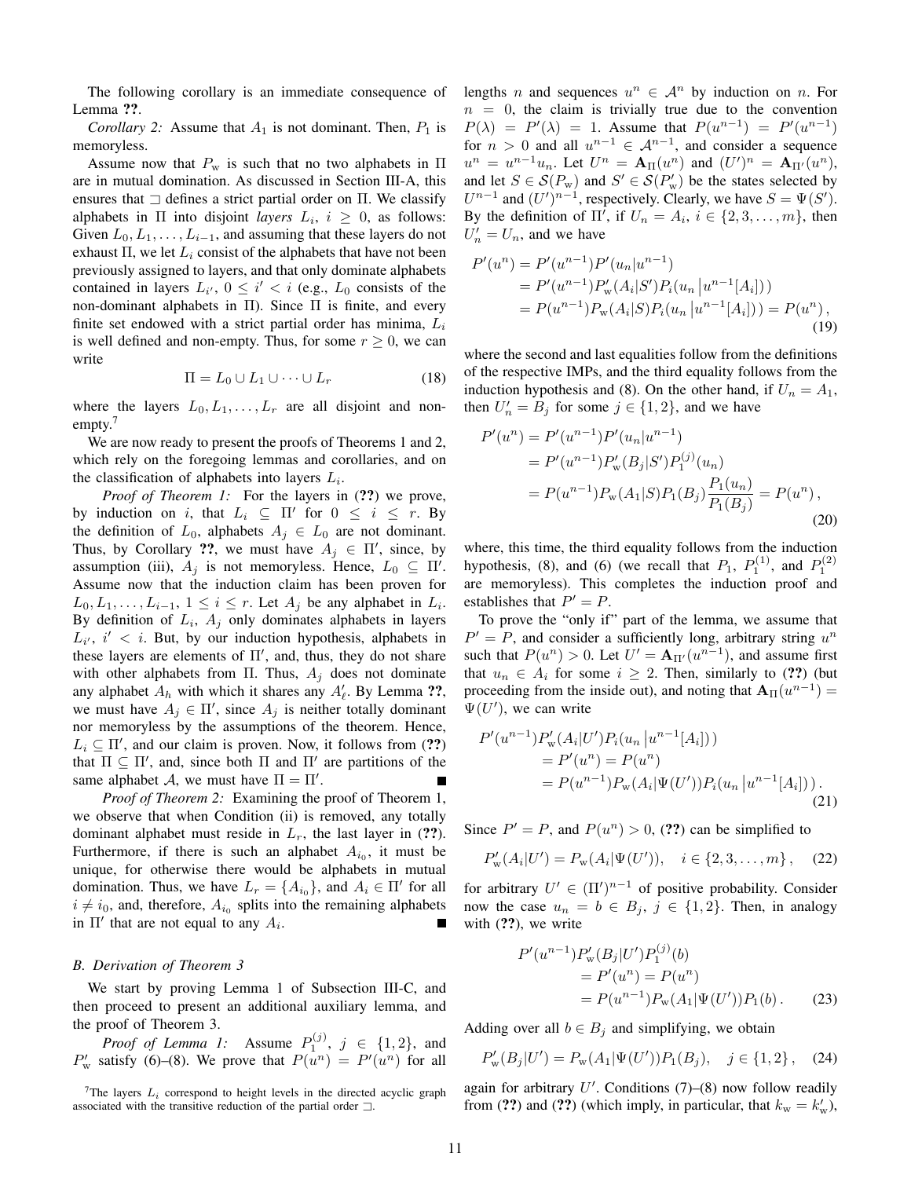The following corollary is an immediate consequence of Lemma **??**.

*Corollary 2:* Assume that $A_1$ is not dominant. Then, $P_1$ is memoryless.

Assume now that $P_{\rm w}$ is such that no two alphabets in $\Pi$ are in mutual domination. As discussed in Section III-A, this ensures that $\sqsupset$ defines a strict partial order on $\Pi$. We classify alphabets in $\Pi$ into disjoint *layers* $L_i$, $i \geq 0$, as follows: Given $L_0, L_1, \ldots, L_{i-1}$, and assuming that these layers do not exhaust $\Pi$, we let $L_i$ consist of the alphabets that have not been previously assigned to layers, and that only dominate alphabets contained in layers $L_{i'}$, $0 \leq i' < i$ (e.g., $L_0$ consists of the non-dominant alphabets in $\Pi$). Since $\Pi$ is finite, and every finite set endowed with a strict partial order has minima, $L_i$ is well defined and non-empty. Thus, for some $r \geq 0$, we can write

$$\Pi = L_0 \cup L_1 \cup \cdots \cup L_r \tag{18}$$

where the layers $L_0, L_1, \ldots, L_r$ are all disjoint and non-empty.[7]

We are now ready to present the proofs of Theorems 1 and 2, which rely on the foregoing lemmas and corollaries, and on the classification of alphabets into layers $L_i$.

*Proof of Theorem 1:* For the layers in (**??**) we prove, by induction on $i$, that $L_i \subseteq \Pi'$ for $0 \leq i \leq r$. By the definition of $L_0$, alphabets $A_j \in L_0$ are not dominant. Thus, by Corollary **??**, we must have $A_j \in \Pi'$, since, by assumption (iii), $A_j$ is not memoryless. Hence, $L_0 \subseteq \Pi'$. Assume now that the induction claim has been proven for $L_0, L_1, \ldots, L_{i-1}$, $1 \leq i \leq r$. Let $A_j$ be any alphabet in $L_i$. By definition of $L_i$, $A_j$ only dominates alphabets in layers $L_{i'}$, $i' < i$. But, by our induction hypothesis, alphabets in these layers are elements of $\Pi'$, and, thus, they do not share with other alphabets from $\Pi$. Thus, $A_j$ does not dominate any alphabet $A_h$ with which it shares any $A'_\ell$. By Lemma **??**, we must have $A_j \in \Pi'$, since $A_j$ is neither totally dominant nor memoryless by the assumptions of the theorem. Hence, $L_i \subseteq \Pi'$, and our claim is proven. Now, it follows from (**??**) that $\Pi \subseteq \Pi'$, and, since both $\Pi$ and $\Pi'$ are partitions of the same alphabet $\mathcal{A}$, we must have $\Pi = \Pi'$. ∎

*Proof of Theorem 2:* Examining the proof of Theorem 1, we observe that when Condition (ii) is removed, any totally dominant alphabet must reside in $L_r$, the last layer in (**??**). Furthermore, if there is such an alphabet $A_{i_0}$, it must be unique, for otherwise there would be alphabets in mutual domination. Thus, we have $L_r = \{A_{i_0}\}$, and $A_i \in \Pi'$ for all $i \neq i_0$, and, therefore, $A_{i_0}$ splits into the remaining alphabets in $\Pi'$ that are not equal to any $A_i$. ∎

### B. Derivation of Theorem 3

We start by proving Lemma 1 of Subsection III-C, and then proceed to present an additional auxiliary lemma, and the proof of Theorem 3.

*Proof of Lemma 1:* Assume $P_1^{(j)}$, $j \in \{1,2\}$, and $P'_{\rm w}$ satisfy (6)–(8). We prove that $P(u^n) = P'(u^n)$ for all lengths $n$ and sequences $u^n \in \mathcal{A}^n$ by induction on $n$. For $n = 0$, the claim is trivially true due to the convention $P(\lambda) = P'(\lambda) = 1$. Assume that $P(u^{n-1}) = P'(u^{n-1})$ for $n > 0$ and all $u^{n-1} \in \mathcal{A}^{n-1}$, and consider a sequence $u^n = u^{n-1}u_n$. Let $U^n = \mathbf{A}_\Pi(u^n)$ and $(U')^n = \mathbf{A}_{\Pi'}(u^n)$, and let $S \in \mathcal{S}(P_{\rm w})$ and $S' \in \mathcal{S}(P'_{\rm w})$ be the states selected by $U^{n-1}$ and $(U')^{n-1}$, respectively. Clearly, we have $S = \Psi(S')$. By the definition of $\Pi'$, if $U_n = A_i$, $i \in \{2, 3, \ldots, m\}$, then $U'_n = U_n$, and we have

$$\begin{aligned} P'(u^n) &= P'(u^{n-1})P'(u_n|u^{n-1}) \\ &= P'(u^{n-1})P'_{\rm w}(A_i|S')P_i(u_n\,|u^{n-1}[A_i])\,) \\ &= P(u^{n-1})P_{\rm w}(A_i|S)P_i(u_n\,|u^{n-1}[A_i])\,) = P(u^n)\,, \end{aligned} \tag{19}$$

where the second and last equalities follow from the definitions of the respective IMPs, and the third equality follows from the induction hypothesis and (8). On the other hand, if $U_n = A_1$, then $U'_n = B_j$ for some $j \in \{1, 2\}$, and we have

$$\begin{aligned} P'(u^n) &= P'(u^{n-1})P'(u_n|u^{n-1}) \\ &= P'(u^{n-1})P'_{\rm w}(B_j|S')P_1^{(j)}(u_n) \\ &= P(u^{n-1})P_{\rm w}(A_1|S)P_1(B_j)\frac{P_1(u_n)}{P_1(B_j)} = P(u^n)\,, \end{aligned} \tag{20}$$

where, this time, the third equality follows from the induction hypothesis, (8), and (6) (we recall that $P_1$, $P_1^{(1)}$, and $P_1^{(2)}$ are memoryless). This completes the induction proof and establishes that $P' = P$.

To prove the "only if" part of the lemma, we assume that $P' = P$, and consider a sufficiently long, arbitrary string $u^n$ such that $P(u^n) > 0$. Let $U' = \mathbf{A}_{\Pi'}(u^{n-1})$, and assume first that $u_n \in A_i$ for some $i \geq 2$. Then, similarly to (**??**) (but proceeding from the inside out), and noting that $\mathbf{A}_\Pi(u^{n-1}) = \Psi(U')$, we can write

$$\begin{aligned} P'(u^{n-1})&P'_{\rm w}(A_i|U')P_i(u_n\,|u^{n-1}[A_i])\,) \\ &= P'(u^n) = P(u^n) \\ &= P(u^{n-1})P_{\rm w}(A_i|\Psi(U'))P_i(u_n\,|u^{n-1}[A_i])\,)\,. \end{aligned} \tag{21}$$

Since $P' = P$, and $P(u^n) > 0$, (**??**) can be simplified to

$$P'_{\rm w}(A_i|U') = P_{\rm w}(A_i|\Psi(U')), \quad i \in \{2, 3, \ldots, m\}\,, \tag{22}$$

for arbitrary $U' \in (\Pi')^{n-1}$ of positive probability. Consider now the case $u_n = b \in B_j$, $j \in \{1,2\}$. Then, in analogy with (**??**), we write

$$\begin{aligned} P'(u^{n-1})&P'_{\rm w}(B_j|U')P_1^{(j)}(b) \\ &= P'(u^n) = P(u^n) \\ &= P(u^{n-1})P_{\rm w}(A_1|\Psi(U'))P_1(b)\,. \end{aligned} \tag{23}$$

Adding over all $b \in B_j$ and simplifying, we obtain

$$P'_{\rm w}(B_j|U') = P_{\rm w}(A_1|\Psi(U'))P_1(B_j), \quad j \in \{1,2\}\,, \tag{24}$$

again for arbitrary $U'$. Conditions (7)–(8) now follow readily from (**??**) and (**??**) (which imply, in particular, that $k_{\rm w} = k'_{\rm w}$),

[7] The layers $L_i$ correspond to height levels in the directed acyclic graph associated with the transitive reduction of the partial order $\sqsupset$.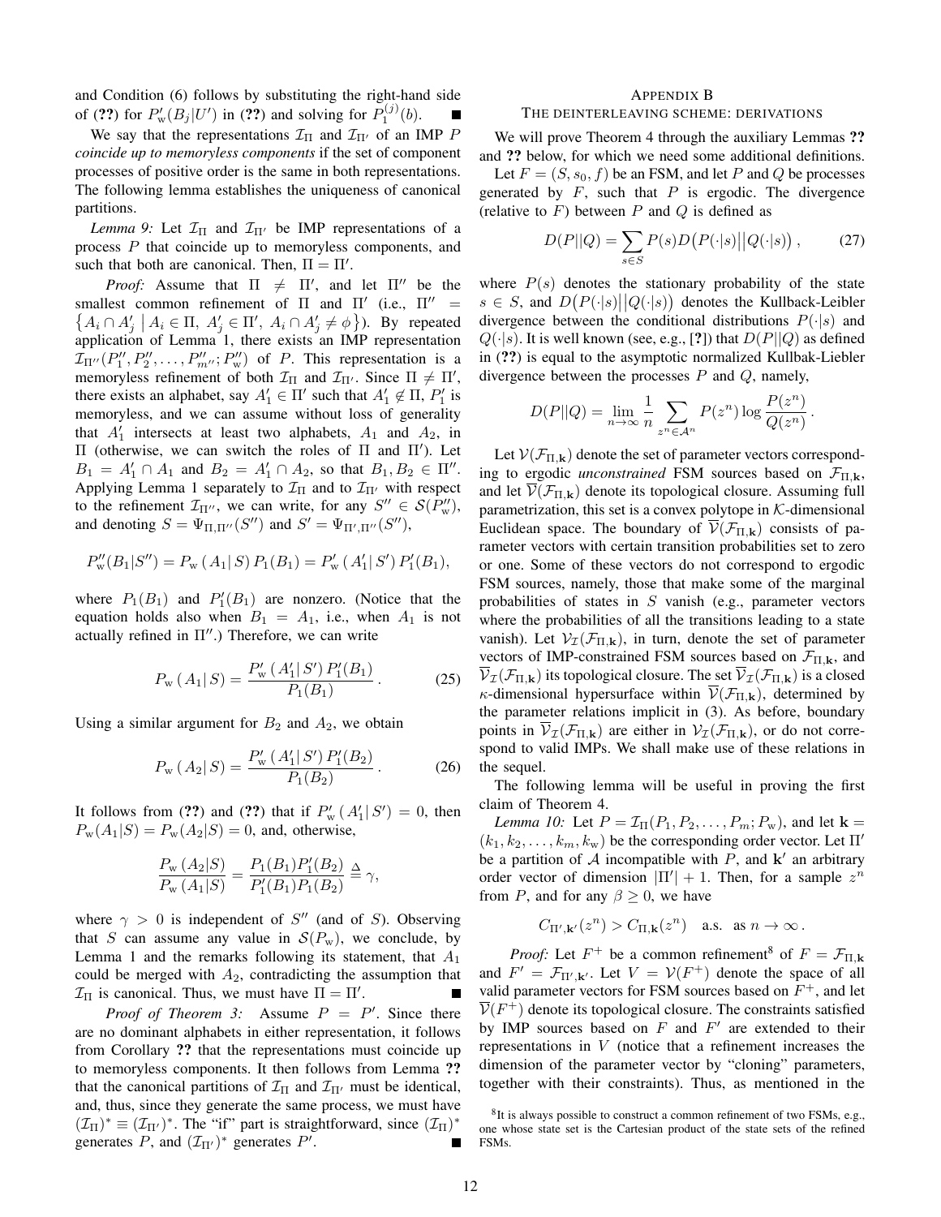and Condition (6) follows by substituting the right-hand side of (??) for $P'_{\rm w}(B_j|U')$ in (??) and solving for $P_1^{(j)}(b)$. ■

We say that the representations $\mathcal{I}_\Pi$ and $\mathcal{I}_{\Pi'}$ of an IMP $P$ *coincide up to memoryless components* if the set of component processes of positive order is the same in both representations. The following lemma establishes the uniqueness of canonical partitions.

*Lemma 9:* Let $\mathcal{I}_\Pi$ and $\mathcal{I}_{\Pi'}$ be IMP representations of a process $P$ that coincide up to memoryless components, and such that both are canonical. Then, $\Pi = \Pi'$.

*Proof:* Assume that $\Pi \neq \Pi'$, and let $\Pi''$ be the smallest common refinement of $\Pi$ and $\Pi'$ (i.e., $\Pi'' = \{A_i \cap A'_j \mid A_i \in \Pi,\ A'_j \in \Pi',\ A_i \cap A'_j \neq \phi\}$). By repeated application of Lemma 1, there exists an IMP representation $\mathcal{I}_{\Pi''}(P''_1, P''_2, \ldots, P''_{m''}; P''_{\rm w})$ of $P$. This representation is a memoryless refinement of both $\mathcal{I}_\Pi$ and $\mathcal{I}_{\Pi'}$. Since $\Pi \neq \Pi'$, there exists an alphabet, say $A'_1 \in \Pi'$ such that $A'_1 \notin \Pi$, $P'_1$ is memoryless, and we can assume without loss of generality that $A'_1$ intersects at least two alphabets, $A_1$ and $A_2$, in $\Pi$ (otherwise, we can switch the roles of $\Pi$ and $\Pi'$). Let $B_1 = A'_1 \cap A_1$ and $B_2 = A'_1 \cap A_2$, so that $B_1, B_2 \in \Pi''$. Applying Lemma 1 separately to $\mathcal{I}_\Pi$ and to $\mathcal{I}_{\Pi'}$ with respect to the refinement $\mathcal{I}_{\Pi''}$, we can write, for any $S'' \in \mathcal{S}(P''_{\rm w})$, and denoting $S = \Psi_{\Pi,\Pi''}(S'')$ and $S' = \Psi_{\Pi',\Pi''}(S'')$,

$$P''_{\rm w}(B_1|S'') = P_{\rm w}\left(A_1|\,S\right) P_1(B_1) = P'_{\rm w}\left(A'_1|\,S'\right) P'_1(B_1),$$

where $P_1(B_1)$ and $P'_1(B_1)$ are nonzero. (Notice that the equation holds also when $B_1 = A_1$, i.e., when $A_1$ is not actually refined in $\Pi''$.) Therefore, we can write

$$P_{\rm w}\left(A_1|\,S\right) = \frac{P'_{\rm w}\left(A'_1|\,S'\right) P'_1(B_1)}{P_1(B_1)}\,. \tag{25}$$

Using a similar argument for $B_2$ and $A_2$, we obtain

$$P_{\rm w}\left(A_2|\,S\right) = \frac{P'_{\rm w}\left(A'_1|\,S'\right) P'_1(B_2)}{P_1(B_2)}\,. \tag{26}$$

It follows from (??) and (??) that if $P'_{\rm w}\left(A'_1|\,S'\right) = 0$, then $P_{\rm w}(A_1|S) = P_{\rm w}(A_2|S) = 0$, and, otherwise,

$$\frac{P_{\rm w}\left(A_2|S\right)}{P_{\rm w}\left(A_1|S\right)} = \frac{P_1(B_1)P'_1(B_2)}{P'_1(B_1)P_1(B_2)} \triangleq \gamma,$$

where $\gamma > 0$ is independent of $S''$ (and of $S$). Observing that $S$ can assume any value in $\mathcal{S}(P_{\rm w})$, we conclude, by Lemma 1 and the remarks following its statement, that $A_1$ could be merged with $A_2$, contradicting the assumption that $\mathcal{I}_\Pi$ is canonical. Thus, we must have $\Pi = \Pi'$. ■

*Proof of Theorem 3:* Assume $P = P'$. Since there are no dominant alphabets in either representation, it follows from Corollary ?? that the representations must coincide up to memoryless components. It then follows from Lemma ?? that the canonical partitions of $\mathcal{I}_\Pi$ and $\mathcal{I}_{\Pi'}$ must be identical, and, thus, since they generate the same process, we must have $(\mathcal{I}_\Pi)^* \equiv (\mathcal{I}_{\Pi'})^*$. The "if" part is straightforward, since $(\mathcal{I}_\Pi)^*$ generates $P$, and $(\mathcal{I}_{\Pi'})^*$ generates $P'$. ■

## Appendix B
## The deinterleaving scheme: derivations

We will prove Theorem 4 through the auxiliary Lemmas ?? and ?? below, for which we need some additional definitions.

Let $F = (S, s_0, f)$ be an FSM, and let $P$ and $Q$ be processes generated by $F$, such that $P$ is ergodic. The divergence (relative to $F$) between $P$ and $Q$ is defined as

$$D(P||Q) = \sum_{s\in S} P(s) D\big(P(\cdot|s)\big|\big|Q(\cdot|s)\big)\,, \tag{27}$$

where $P(s)$ denotes the stationary probability of the state $s \in S$, and $D\big(P(\cdot|s)\big|\big|Q(\cdot|s)\big)$ denotes the Kullback-Leibler divergence between the conditional distributions $P(\cdot|s)$ and $Q(\cdot|s)$. It is well known (see, e.g., [?]) that $D(P||Q)$ as defined in (??) is equal to the asymptotic normalized Kullbak-Liebler divergence between the processes $P$ and $Q$, namely,

$$D(P||Q) = \lim_{n\to\infty} \frac{1}{n} \sum_{z^n \in \mathcal{A}^n} P(z^n) \log \frac{P(z^n)}{Q(z^n)}\,.$$

Let $\mathcal{V}(\mathcal{F}_{\Pi,\mathbf{k}})$ denote the set of parameter vectors corresponding to ergodic *unconstrained* FSM sources based on $\mathcal{F}_{\Pi,\mathbf{k}}$, and let $\overline{\mathcal{V}}(\mathcal{F}_{\Pi,\mathbf{k}})$ denote its topological closure. Assuming full parametrization, this set is a convex polytope in $\mathcal{K}$-dimensional Euclidean space. The boundary of $\overline{\mathcal{V}}(\mathcal{F}_{\Pi,\mathbf{k}})$ consists of parameter vectors with certain transition probabilities set to zero or one. Some of these vectors do not correspond to ergodic FSM sources, namely, those that make some of the marginal probabilities of states in $S$ vanish (e.g., parameter vectors where the probabilities of all the transitions leading to a state vanish). Let $\mathcal{V}_\mathcal{I}(\mathcal{F}_{\Pi,\mathbf{k}})$, in turn, denote the set of parameter vectors of IMP-constrained FSM sources based on $\mathcal{F}_{\Pi,\mathbf{k}}$, and $\overline{\mathcal{V}}_\mathcal{I}(\mathcal{F}_{\Pi,\mathbf{k}})$ its topological closure. The set $\overline{\mathcal{V}}_\mathcal{I}(\mathcal{F}_{\Pi,\mathbf{k}})$ is a closed $\kappa$-dimensional hypersurface within $\overline{\mathcal{V}}(\mathcal{F}_{\Pi,\mathbf{k}})$, determined by the parameter relations implicit in (3). As before, boundary points in $\overline{\mathcal{V}}_\mathcal{I}(\mathcal{F}_{\Pi,\mathbf{k}})$ are either in $\mathcal{V}_\mathcal{I}(\mathcal{F}_{\Pi,\mathbf{k}})$, or do not correspond to valid IMPs. We shall make use of these relations in the sequel.

The following lemma will be useful in proving the first claim of Theorem 4.

*Lemma 10:* Let $P = \mathcal{I}_\Pi(P_1, P_2, \ldots, P_m; P_{\rm w})$, and let $\mathbf{k} = (k_1, k_2, \ldots, k_m, k_{\rm w})$ be the corresponding order vector. Let $\Pi'$ be a partition of $\mathcal{A}$ incompatible with $P$, and $\mathbf{k}'$ an arbitrary order vector of dimension $|\Pi'| + 1$. Then, for a sample $z^n$ from $P$, and for any $\beta \geq 0$, we have

$$C_{\Pi',\mathbf{k}'}(z^n) > C_{\Pi,\mathbf{k}}(z^n) \quad \text{a.s. as } n \to \infty\,.$$

*Proof:* Let $F^+$ be a common refinement[8] of $F = \mathcal{F}_{\Pi,\mathbf{k}}$ and $F' = \mathcal{F}_{\Pi',\mathbf{k}'}$. Let $V = \mathcal{V}(F^+)$ denote the space of all valid parameter vectors for FSM sources based on $F^+$, and let $\overline{\mathcal{V}}(F^+)$ denote its topological closure. The constraints satisfied by IMP sources based on $F$ and $F'$ are extended to their representations in $V$ (notice that a refinement increases the dimension of the parameter vector by "cloning" parameters, together with their constraints). Thus, as mentioned in the

[8] It is always possible to construct a common refinement of two FSMs, e.g., one whose state set is the Cartesian product of the state sets of the refined FSMs.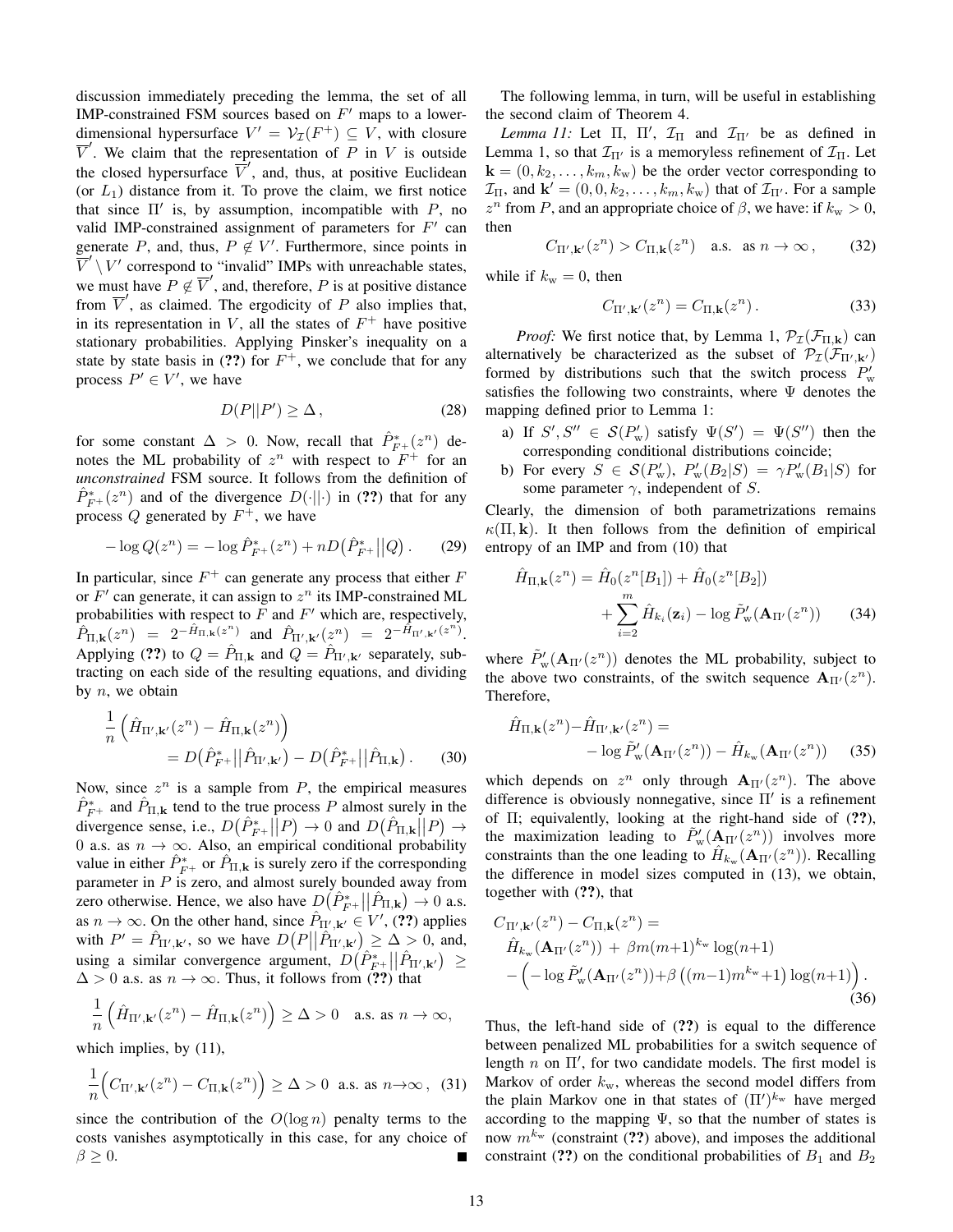discussion immediately preceding the lemma, the set of all IMP-constrained FSM sources based on $F'$ maps to a lower-dimensional hypersurface $V' = \mathcal{V}_\mathcal{I}(F^+) \subseteq V$, with closure $\overline{V}'$. We claim that the representation of $P$ in $V$ is outside the closed hypersurface $\overline{V}'$, and, thus, at positive Euclidean (or $L_1$) distance from it. To prove the claim, we first notice that since $\Pi'$ is, by assumption, incompatible with $P$, no valid IMP-constrained assignment of parameters for $F'$ can generate $P$, and, thus, $P \notin V'$. Furthermore, since points in $\overline{V}' \setminus V'$ correspond to "invalid" IMPs with unreachable states, we must have $P \notin \overline{V}'$, and, therefore, $P$ is at positive distance from $\overline{V}'$, as claimed. The ergodicity of $P$ also implies that, in its representation in $V$, all the states of $F^+$ have positive stationary probabilities. Applying Pinsker's inequality on a state by state basis in (??) for $F^+$, we conclude that for any process $P' \in V'$, we have

$$D(P||P') \geq \Delta\,, \tag{28}$$

for some constant $\Delta > 0$. Now, recall that $\hat{P}^*_{F^+}(z^n)$ denotes the ML probability of $z^n$ with respect to $F^+$ for an *unconstrained* FSM source. It follows from the definition of $\hat{P}^*_{F^+}(z^n)$ and of the divergence $D(\cdot||\cdot)$ in (??) that for any process $Q$ generated by $F^+$, we have

$$-\log Q(z^n) = -\log \hat{P}^*_{F^+}(z^n) + nD\big(\hat{P}^*_{F^+}\big|\big|Q\big)\,. \tag{29}$$

In particular, since $F^+$ can generate any process that either $F$ or $F'$ can generate, it can assign to $z^n$ its IMP-constrained ML probabilities with respect to $F$ and $F'$ which are, respectively, $\hat{P}_{\Pi,\mathbf{k}}(z^n) = 2^{-\hat{H}_{\Pi,\mathbf{k}}(z^n)}$ and $\hat{P}_{\Pi',\mathbf{k}'}(z^n) = 2^{-\hat{H}_{\Pi',\mathbf{k}'}(z^n)}$. Applying (??) to $Q = \hat{P}_{\Pi,\mathbf{k}}$ and $Q = \hat{P}_{\Pi',\mathbf{k}'}$ separately, subtracting on each side of the resulting equations, and dividing by $n$, we obtain

$$\frac{1}{n}\Big(\hat{H}_{\Pi',\mathbf{k}'}(z^n) - \hat{H}_{\Pi,\mathbf{k}}(z^n)\Big) = D\big(\hat{P}^*_{F^+}\big|\big|\hat{P}_{\Pi',\mathbf{k}'}\big) - D\big(\hat{P}^*_{F^+}\big|\big|\hat{P}_{\Pi,\mathbf{k}}\big)\,. \tag{30}$$

Now, since $z^n$ is a sample from $P$, the empirical measures $\hat{P}^*_{F^+}$ and $\hat{P}_{\Pi,\mathbf{k}}$ tend to the true process $P$ almost surely in the divergence sense, i.e., $D\big(\hat{P}^*_{F^+}\big|\big|P\big) \to 0$ and $D\big(\hat{P}_{\Pi,\mathbf{k}}\big|\big|P\big) \to 0$ a.s. as $n \to \infty$. Also, an empirical conditional probability value in either $\hat{P}^*_{F^+}$ or $\hat{P}_{\Pi,\mathbf{k}}$ is surely zero if the corresponding parameter in $P$ is zero, and almost surely bounded away from zero otherwise. Hence, we also have $D\big(\hat{P}^*_{F^+}\big|\big|\hat{P}_{\Pi,\mathbf{k}}\big) \to 0$ a.s. as $n \to \infty$. On the other hand, since $\hat{P}_{\Pi',\mathbf{k}'} \in V'$, (??) applies with $P' = \hat{P}_{\Pi',\mathbf{k}'}$, so we have $D\big(P\big|\big|\hat{P}_{\Pi',\mathbf{k}'}\big) \geq \Delta > 0$, and, using a similar convergence argument, $D\big(\hat{P}^*_{F^+}\big|\big|\hat{P}_{\Pi',\mathbf{k}'}\big) \geq \Delta > 0$ a.s. as $n \to \infty$. Thus, it follows from (??) that

$$\frac{1}{n}\Big(\hat{H}_{\Pi',\mathbf{k}'}(z^n) - \hat{H}_{\Pi,\mathbf{k}}(z^n)\Big) \geq \Delta > 0 \quad \text{a.s. as } n \to \infty,$$

which implies, by (11),

$$\frac{1}{n}\Big(C_{\Pi',\mathbf{k}'}(z^n) - C_{\Pi,\mathbf{k}}(z^n)\Big) \geq \Delta > 0 \;\text{ a.s. as } n\to\infty\,, \tag{31}$$

since the contribution of the $O(\log n)$ penalty terms to the costs vanishes asymptotically in this case, for any choice of $\beta \geq 0$. ∎

The following lemma, in turn, will be useful in establishing the second claim of Theorem 4.

*Lemma 11:* Let $\Pi$, $\Pi'$, $\mathcal{I}_\Pi$ and $\mathcal{I}_{\Pi'}$ be as defined in Lemma 1, so that $\mathcal{I}_{\Pi'}$ is a memoryless refinement of $\mathcal{I}_\Pi$. Let $\mathbf{k} = (0, k_2, \ldots, k_m, k_\mathrm{w})$ be the order vector corresponding to $\mathcal{I}_\Pi$, and $\mathbf{k}' = (0, 0, k_2, \ldots, k_m, k_\mathrm{w})$ that of $\mathcal{I}_{\Pi'}$. For a sample $z^n$ from $P$, and an appropriate choice of $\beta$, we have: if $k_\mathrm{w} > 0$, then

$$C_{\Pi',\mathbf{k}'}(z^n) > C_{\Pi,\mathbf{k}}(z^n) \quad \text{a.s. as } n \to \infty\,, \tag{32}$$

while if $k_\mathrm{w} = 0$, then

$$C_{\Pi',\mathbf{k}'}(z^n) = C_{\Pi,\mathbf{k}}(z^n)\,. \tag{33}$$

*Proof:* We first notice that, by Lemma 1, $\mathcal{P}_\mathcal{I}(\mathcal{F}_{\Pi,\mathbf{k}})$ can alternatively be characterized as the subset of $\mathcal{P}_\mathcal{I}(\mathcal{F}_{\Pi',\mathbf{k}'})$ formed by distributions such that the switch process $P'_\mathrm{w}$ satisfies the following two constraints, where $\Psi$ denotes the mapping defined prior to Lemma 1:

a) If $S', S'' \in \mathcal{S}(P'_\mathrm{w})$ satisfy $\Psi(S') = \Psi(S'')$ then the corresponding conditional distributions coincide;
b) For every $S \in \mathcal{S}(P'_\mathrm{w})$, $P'_\mathrm{w}(B_2|S) = \gamma P'_\mathrm{w}(B_1|S)$ for some parameter $\gamma$, independent of $S$.

Clearly, the dimension of both parametrizations remains $\kappa(\Pi, \mathbf{k})$. It then follows from the definition of empirical entropy of an IMP and from (10) that

$$\hat{H}_{\Pi,\mathbf{k}}(z^n) = \hat{H}_0(z^n[B_1]) + \hat{H}_0(z^n[B_2]) + \sum_{i=2}^{m}\hat{H}_{k_i}(\mathbf{z}_i) - \log \tilde{P}'_\mathrm{w}(\mathbf{A}_{\Pi'}(z^n)) \tag{34}$$

where $\tilde{P}'_\mathrm{w}(\mathbf{A}_{\Pi'}(z^n))$ denotes the ML probability, subject to the above two constraints, of the switch sequence $\mathbf{A}_{\Pi'}(z^n)$. Therefore,

$$\hat{H}_{\Pi,\mathbf{k}}(z^n) - \hat{H}_{\Pi',\mathbf{k}'}(z^n) = -\log \tilde{P}'_\mathrm{w}(\mathbf{A}_{\Pi'}(z^n)) - \hat{H}_{k_\mathrm{w}}(\mathbf{A}_{\Pi'}(z^n)) \tag{35}$$

which depends on $z^n$ only through $\mathbf{A}_{\Pi'}(z^n)$. The above difference is obviously nonnegative, since $\Pi'$ is a refinement of $\Pi$; equivalently, looking at the right-hand side of (??), the maximization leading to $\tilde{P}'_\mathrm{w}(\mathbf{A}_{\Pi'}(z^n))$ involves more constraints than the one leading to $\hat{H}_{k_\mathrm{w}}(\mathbf{A}_{\Pi'}(z^n))$. Recalling the difference in model sizes computed in (13), we obtain, together with (??), that

$$\begin{aligned}
&C_{\Pi',\mathbf{k}'}(z^n) - C_{\Pi,\mathbf{k}}(z^n) = \\
&\hat{H}_{k_\mathrm{w}}(\mathbf{A}_{\Pi'}(z^n)) \;+\; \beta m(m{+}1)^{k_\mathrm{w}}\log(n{+}1) \\
&-\Big(-\log \tilde{P}'_\mathrm{w}(\mathbf{A}_{\Pi'}(z^n)) {+} \beta\left((m{-}1)m^{k_\mathrm{w}}{+}1\right)\log(n{+}1)\Big)\,.
\end{aligned} \tag{36}$$

Thus, the left-hand side of (??) is equal to the difference between penalized ML probabilities for a switch sequence of length $n$ on $\Pi'$, for two candidate models. The first model is Markov of order $k_\mathrm{w}$, whereas the second model differs from the plain Markov one in that states of $(\Pi')^{k_\mathrm{w}}$ have merged according to the mapping $\Psi$, so that the number of states is now $m^{k_\mathrm{w}}$ (constraint (??) above), and imposes the additional constraint (??) on the conditional probabilities of $B_1$ and $B_2$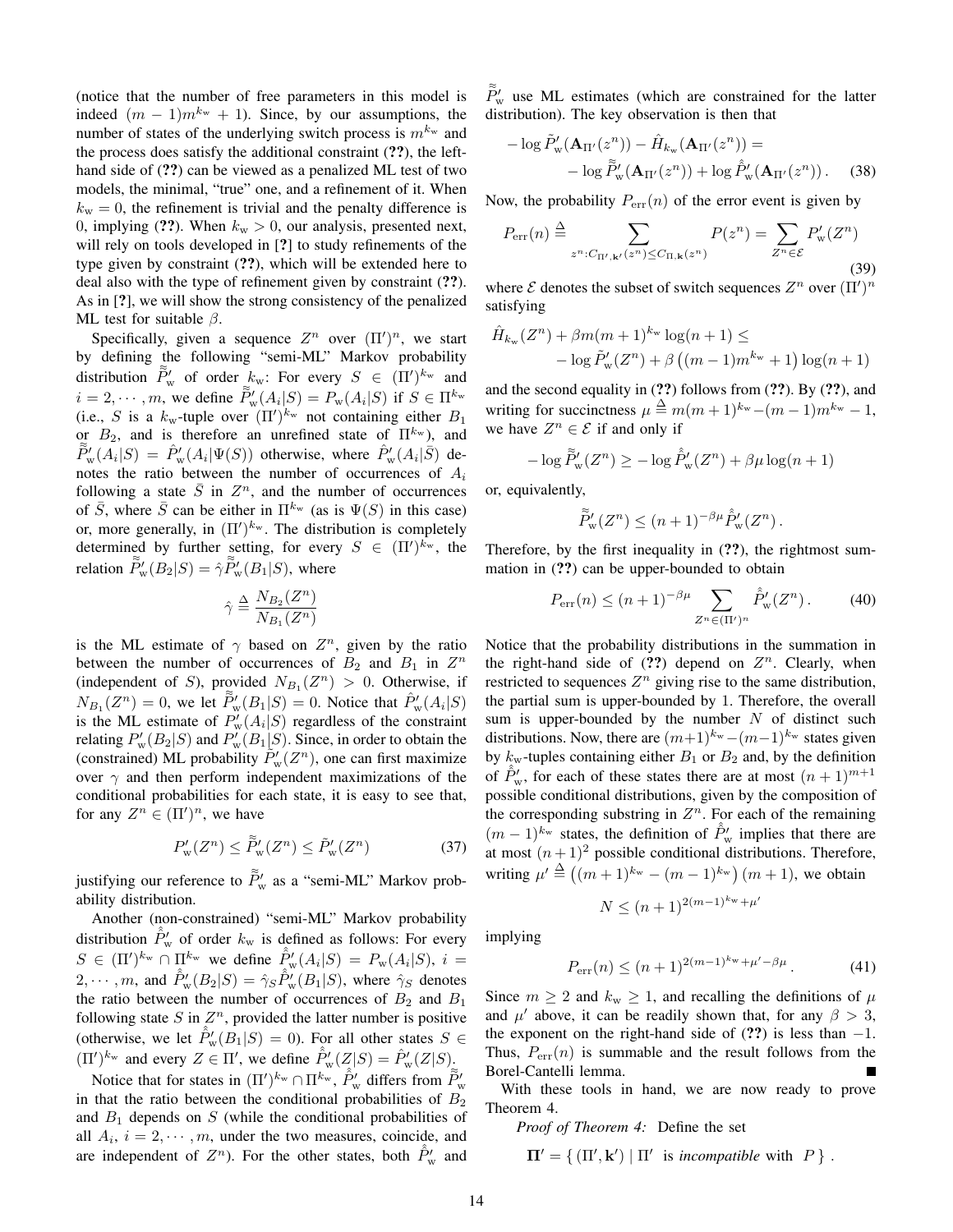(notice that the number of free parameters in this model is indeed $(m-1)m^{k_w}+1$). Since, by our assumptions, the number of states of the underlying switch process is $m^{k_w}$ and the process does satisfy the additional constraint (??), the left-hand side of (??) can be viewed as a penalized ML test of two models, the minimal, "true" one, and a refinement of it. When $k_w = 0$, the refinement is trivial and the penalty difference is 0, implying (??). When $k_w > 0$, our analysis, presented next, will rely on tools developed in [?] to study refinements of the type given by constraint (??), which will be extended here to deal also with the type of refinement given by constraint (??). As in [?], we will show the strong consistency of the penalized ML test for suitable $\beta$.

Specifically, given a sequence $Z^n$ over $(\Pi')^n$, we start by defining the following "semi-ML" Markov probability distribution $\tilde{\tilde{P}}'_w$ of order $k_w$: For every $S \in (\Pi')^{k_w}$ and $i = 2, \cdots, m$, we define $\tilde{\tilde{P}}'_w(A_i|S) = P_w(A_i|S)$ if $S \in \Pi^{k_w}$ (i.e., $S$ is a $k_w$-tuple over $(\Pi')^{k_w}$ not containing either $B_1$ or $B_2$, and is therefore an unrefined state of $\Pi^{k_w}$), and $\tilde{\tilde{P}}'_w(A_i|S) = \hat{P}'_w(A_i|\Psi(S))$ otherwise, where $\hat{P}'_w(A_i|\bar{S})$ denotes the ratio between the number of occurrences of $A_i$ following a state $\bar{S}$ in $Z^n$, and the number of occurrences of $\bar{S}$, where $\bar{S}$ can be either in $\Pi^{k_w}$ (as is $\Psi(S)$ in this case) or, more generally, in $(\Pi')^{k_w}$. The distribution is completely determined by further setting, for every $S \in (\Pi')^{k_w}$, the relation $\tilde{\tilde{P}}'_w(B_2|S) = \hat{\gamma}\tilde{\tilde{P}}'_w(B_1|S)$, where

$$\hat{\gamma} \triangleq \frac{N_{B_2}(Z^n)}{N_{B_1}(Z^n)}$$

is the ML estimate of $\gamma$ based on $Z^n$, given by the ratio between the number of occurrences of $B_2$ and $B_1$ in $Z^n$ (independent of $S$), provided $N_{B_1}(Z^n) > 0$. Otherwise, if $N_{B_1}(Z^n) = 0$, we let $\tilde{\tilde{P}}'_w(B_1|S) = 0$. Notice that $\hat{P}'_w(A_i|S)$ is the ML estimate of $P'_w(A_i|S)$ regardless of the constraint relating $P'_w(B_2|S)$ and $P'_w(B_1|S)$. Since, in order to obtain the (constrained) ML probability $\tilde{P}'_w(Z^n)$, one can first maximize over $\gamma$ and then perform independent maximizations of the conditional probabilities for each state, it is easy to see that, for any $Z^n \in (\Pi')^n$, we have

$$P'_w(Z^n) \leq \tilde{\tilde{P}}'_w(Z^n) \leq \tilde{P}'_w(Z^n) \tag{37}$$

justifying our reference to $\tilde{\tilde{P}}'_w$ as a "semi-ML" Markov probability distribution.

Another (non-constrained) "semi-ML" Markov probability distribution $\hat{\hat{P}}'_w$ of order $k_w$ is defined as follows: For every $S \in (\Pi')^{k_w} \cap \Pi^{k_w}$ we define $\hat{\hat{P}}'_w(A_i|S) = P_w(A_i|S)$, $i = 2, \cdots, m$, and $\hat{\hat{P}}'_w(B_2|S) = \hat{\gamma}_S \hat{\hat{P}}'_w(B_1|S)$, where $\hat{\gamma}_S$ denotes the ratio between the number of occurrences of $B_2$ and $B_1$ following state $S$ in $Z^n$, provided the latter number is positive (otherwise, we let $\hat{\hat{P}}'_w(B_1|S) = 0$). For all other states $S \in (\Pi')^{k_w}$ and every $Z \in \Pi'$, we define $\hat{\hat{P}}'_w(Z|S) = \hat{P}'_w(Z|S)$.

Notice that for states in $(\Pi')^{k_w} \cap \Pi^{k_w}$, $\hat{\hat{P}}'_w$ differs from $\tilde{\tilde{P}}'_w$ in that the ratio between the conditional probabilities of $B_2$ and $B_1$ depends on $S$ (while the conditional probabilities of all $A_i$, $i = 2, \cdots, m$, under the two measures, coincide, and are independent of $Z^n$). For the other states, both $\hat{\hat{P}}'_w$ and $\tilde{\tilde{P}}'_w$ use ML estimates (which are constrained for the latter distribution). The key observation is then that

$$\begin{aligned} -\log \tilde{P}'_w(\mathbf{A}_{\Pi'}(z^n)) - \hat{H}_{k_w}(\mathbf{A}_{\Pi'}(z^n)) = \\ -\log \tilde{\tilde{P}}'_w(\mathbf{A}_{\Pi'}(z^n)) + \log \hat{\hat{P}}'_w(\mathbf{A}_{\Pi'}(z^n)). \end{aligned} \tag{38}$$

Now, the probability $P_{\text{err}}(n)$ of the error event is given by

$$P_{\text{err}}(n) \triangleq \sum_{z^n : C_{\Pi', \mathbf{k}'}(z^n) \leq C_{\Pi, \mathbf{k}}(z^n)} P(z^n) = \sum_{Z^n \in \mathcal{E}} P'_w(Z^n) \tag{39}$$

where $\mathcal{E}$ denotes the subset of switch sequences $Z^n$ over $(\Pi')^n$ satisfying

$$\begin{aligned} \hat{H}_{k_w}(Z^n) + \beta m(m+1)^{k_w}\log(n+1) \leq \\ -\log \tilde{P}'_w(Z^n) + \beta\left((m-1)m^{k_w}+1\right)\log(n+1) \end{aligned}$$

and the second equality in (??) follows from (??). By (??), and writing for succinctness $\mu \triangleq m(m+1)^{k_w} - (m-1)m^{k_w} - 1$, we have $Z^n \in \mathcal{E}$ if and only if

$$-\log \tilde{\tilde{P}}'_w(Z^n) \geq -\log \hat{\hat{P}}'_w(Z^n) + \beta\mu\log(n+1)$$

or, equivalently,

$$\tilde{\tilde{P}}'_w(Z^n) \leq (n+1)^{-\beta\mu}\hat{\hat{P}}'_w(Z^n).$$

Therefore, by the first inequality in (??), the rightmost summation in (??) can be upper-bounded to obtain

$$P_{\text{err}}(n) \leq (n+1)^{-\beta\mu} \sum_{Z^n \in (\Pi')^n} \hat{\hat{P}}'_w(Z^n). \tag{40}$$

Notice that the probability distributions in the summation in the right-hand side of (??) depend on $Z^n$. Clearly, when restricted to sequences $Z^n$ giving rise to the same distribution, the partial sum is upper-bounded by 1. Therefore, the overall sum is upper-bounded by the number $N$ of distinct such distributions. Now, there are $(m+1)^{k_w} - (m-1)^{k_w}$ states given by $k_w$-tuples containing either $B_1$ or $B_2$ and, by the definition of $\hat{\hat{P}}'_w$, for each of these states there are at most $(n+1)^{m+1}$ possible conditional distributions, given by the composition of the corresponding substring in $Z^n$. For each of the remaining $(m-1)^{k_w}$ states, the definition of $\hat{\hat{P}}'_w$ implies that there are at most $(n+1)^2$ possible conditional distributions. Therefore, writing $\mu' \triangleq \left((m+1)^{k_w} - (m-1)^{k_w}\right)(m+1)$, we obtain

$$N \leq (n+1)^{2(m-1)^{k_w}+\mu'}$$

implying

$$P_{\text{err}}(n) \leq (n+1)^{2(m-1)^{k_w}+\mu'-\beta\mu}. \tag{41}$$

Since $m \geq 2$ and $k_w \geq 1$, and recalling the definitions of $\mu$ and $\mu'$ above, it can be readily shown that, for any $\beta > 3$, the exponent on the right-hand side of (??) is less than $-1$. Thus, $P_{\text{err}}(n)$ is summable and the result follows from the Borel-Cantelli lemma. ∎

With these tools in hand, we are now ready to prove Theorem 4.

*Proof of Theorem 4:* Define the set

$$\mathbf{\Pi}' = \{\,(\Pi', \mathbf{k}') \mid \Pi' \text{ is } \textit{incompatible} \text{ with } P\,\}.$$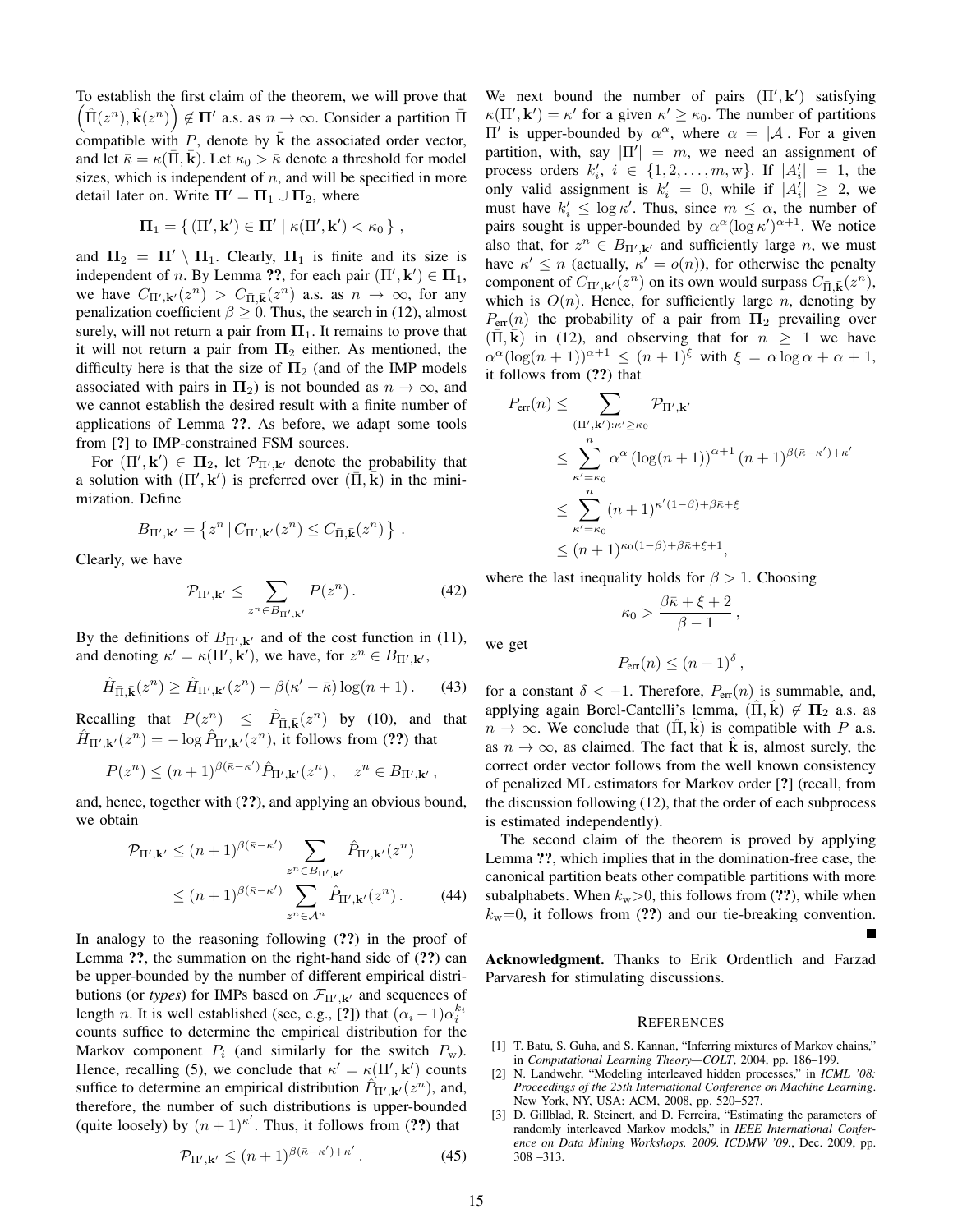To establish the first claim of the theorem, we will prove that $\left(\hat{\Pi}(z^n), \hat{\mathbf{k}}(z^n)\right) \notin \mathbf{\Pi}'$ a.s. as $n \to \infty$. Consider a partition $\bar{\Pi}$ compatible with $P$, denote by $\bar{\mathbf{k}}$ the associated order vector, and let $\bar{\kappa} = \kappa(\bar{\Pi}, \bar{\mathbf{k}})$. Let $\kappa_0 > \bar{\kappa}$ denote a threshold for model sizes, which is independent of $n$, and will be specified in more detail later on. Write $\mathbf{\Pi}' = \mathbf{\Pi}_1 \cup \mathbf{\Pi}_2$, where

$$\mathbf{\Pi}_1 = \{ (\Pi', \mathbf{k}') \in \mathbf{\Pi}' \mid \kappa(\Pi', \mathbf{k}') < \kappa_0 \} ,$$

and $\mathbf{\Pi}_2 = \mathbf{\Pi}' \setminus \mathbf{\Pi}_1$. Clearly, $\mathbf{\Pi}_1$ is finite and its size is independent of $n$. By Lemma ??, for each pair $(\Pi', \mathbf{k}') \in \mathbf{\Pi}_1$, we have $C_{\Pi', \mathbf{k}'}(z^n) > C_{\bar{\Pi}, \bar{\mathbf{k}}}(z^n)$ a.s. as $n \to \infty$, for any penalization coefficient $\beta \geq 0$. Thus, the search in (12), almost surely, will not return a pair from $\mathbf{\Pi}_1$. It remains to prove that it will not return a pair from $\mathbf{\Pi}_2$ either. As mentioned, the difficulty here is that the size of $\mathbf{\Pi}_2$ (and of the IMP models associated with pairs in $\mathbf{\Pi}_2$) is not bounded as $n \to \infty$, and we cannot establish the desired result with a finite number of applications of Lemma ??. As before, we adapt some tools from [?] to IMP-constrained FSM sources.

For $(\Pi', \mathbf{k}') \in \mathbf{\Pi}_2$, let $\mathcal{P}_{\Pi', \mathbf{k}'}$ denote the probability that a solution with $(\Pi', \mathbf{k}')$ is preferred over $(\bar{\Pi}, \bar{\mathbf{k}})$ in the minimization. Define

$$B_{\Pi', \mathbf{k}'} = \left\{ z^n \,|\, C_{\Pi', \mathbf{k}'}(z^n) \leq C_{\bar{\Pi}, \bar{\mathbf{k}}}(z^n) \right\} .$$

Clearly, we have

$$\mathcal{P}_{\Pi', \mathbf{k}'} \leq \sum_{z^n \in B_{\Pi', \mathbf{k}'}} P(z^n) . \tag{42}$$

By the definitions of $B_{\Pi', \mathbf{k}'}$ and of the cost function in (11), and denoting $\kappa' = \kappa(\Pi', \mathbf{k}')$, we have, for $z^n \in B_{\Pi', \mathbf{k}'}$,

$$\hat{H}_{\bar{\Pi}, \bar{\mathbf{k}}}(z^n) \geq \hat{H}_{\Pi', \mathbf{k}'}(z^n) + \beta(\kappa' - \bar{\kappa}) \log(n+1) . \tag{43}$$

Recalling that $P(z^n) \leq \hat{P}_{\bar{\Pi}, \bar{\mathbf{k}}}(z^n)$ by (10), and that $\hat{H}_{\Pi', \mathbf{k}'}(z^n) = -\log \hat{P}_{\Pi', \mathbf{k}'}(z^n)$, it follows from (??) that

$$P(z^n) \leq (n+1)^{\beta(\bar{\kappa} - \kappa')} \hat{P}_{\Pi', \mathbf{k}'}(z^n) , \quad z^n \in B_{\Pi', \mathbf{k}'} ,$$

and, hence, together with (??), and applying an obvious bound, we obtain

$$\begin{aligned}
\mathcal{P}_{\Pi', \mathbf{k}'} &\leq (n+1)^{\beta(\bar{\kappa} - \kappa')} \sum_{z^n \in B_{\Pi', \mathbf{k}'}} \hat{P}_{\Pi', \mathbf{k}'}(z^n) \\
&\leq (n+1)^{\beta(\bar{\kappa} - \kappa')} \sum_{z^n \in \mathcal{A}^n} \hat{P}_{\Pi', \mathbf{k}'}(z^n) .
\end{aligned} \tag{44}$$

In analogy to the reasoning following (??) in the proof of Lemma ??, the summation on the right-hand side of (??) can be upper-bounded by the number of different empirical distributions (or *types*) for IMPs based on $\mathcal{F}_{\Pi', \mathbf{k}'}$ and sequences of length $n$. It is well established (see, e.g., [?]) that $(\alpha_i - 1)\alpha_i^{k_i}$ counts suffice to determine the empirical distribution for the Markov component $P_i$ (and similarly for the switch $P_{\mathrm{w}}$). Hence, recalling (5), we conclude that $\kappa' = \kappa(\Pi', \mathbf{k}')$ counts suffice to determine an empirical distribution $\hat{P}_{\Pi', \mathbf{k}'}(z^n)$, and, therefore, the number of such distributions is upper-bounded (quite loosely) by $(n+1)^{\kappa'}$. Thus, it follows from (??) that

$$\mathcal{P}_{\Pi', \mathbf{k}'} \leq (n+1)^{\beta(\bar{\kappa} - \kappa') + \kappa'} . \tag{45}$$

We next bound the number of pairs $(\Pi', \mathbf{k}')$ satisfying $\kappa(\Pi', \mathbf{k}') = \kappa'$ for a given $\kappa' \geq \kappa_0$. The number of partitions $\Pi'$ is upper-bounded by $\alpha^\alpha$, where $\alpha = |\mathcal{A}|$. For a given partition, with, say $|\Pi'| = m$, we need an assignment of process orders $k_i'$, $i \in \{1, 2, \ldots, m, \mathrm{w}\}$. If $|A_i'| = 1$, the only valid assignment is $k_i' = 0$, while if $|A_i'| \geq 2$, we must have $k_i' \leq \log \kappa'$. Thus, since $m \leq \alpha$, the number of pairs sought is upper-bounded by $\alpha^\alpha (\log \kappa')^{\alpha+1}$. We notice also that, for $z^n \in B_{\Pi', \mathbf{k}'}$ and sufficiently large $n$, we must have $\kappa' \leq n$ (actually, $\kappa' = o(n)$), for otherwise the penalty component of $C_{\Pi', \mathbf{k}'}(z^n)$ on its own would surpass $C_{\bar{\Pi}, \bar{\mathbf{k}}}(z^n)$, which is $O(n)$. Hence, for sufficiently large $n$, denoting by $P_{\text{err}}(n)$ the probability of a pair from $\mathbf{\Pi}_2$ prevailing over $(\bar{\Pi}, \bar{\mathbf{k}})$ in (12), and observing that for $n \geq 1$ we have $\alpha^\alpha (\log(n+1))^{\alpha+1} \leq (n+1)^\xi$ with $\xi = \alpha \log \alpha + \alpha + 1$, it follows from (??) that

$$\begin{aligned}
P_{\text{err}}(n) &\leq \sum_{(\Pi', \mathbf{k}') : \kappa' \geq \kappa_0} \mathcal{P}_{\Pi', \mathbf{k}'} \\
&\leq \sum_{\kappa' = \kappa_0}^{n} \alpha^\alpha \left(\log(n+1)\right)^{\alpha+1} (n+1)^{\beta(\bar{\kappa} - \kappa') + \kappa'} \\
&\leq \sum_{\kappa' = \kappa_0}^{n} (n+1)^{\kappa'(1-\beta) + \beta\bar{\kappa} + \xi} \\
&\leq (n+1)^{\kappa_0(1-\beta) + \beta\bar{\kappa} + \xi + 1},
\end{aligned}$$

where the last inequality holds for $\beta > 1$. Choosing

$$\kappa_0 > \frac{\beta\bar{\kappa} + \xi + 2}{\beta - 1} ,$$

we get

$$P_{\text{err}}(n) \leq (n+1)^\delta ,$$

for a constant $\delta < -1$. Therefore, $P_{\text{err}}(n)$ is summable, and, applying again Borel-Cantelli's lemma, $(\hat{\Pi}, \hat{\mathbf{k}}) \notin \mathbf{\Pi}_2$ a.s. as $n \to \infty$. We conclude that $(\hat{\Pi}, \hat{\mathbf{k}})$ is compatible with $P$ a.s. as $n \to \infty$, as claimed. The fact that $\hat{\mathbf{k}}$ is, almost surely, the correct order vector follows from the well known consistency of penalized ML estimators for Markov order [?] (recall, from the discussion following (12), that the order of each subprocess is estimated independently).

The second claim of the theorem is proved by applying Lemma ??, which implies that in the domination-free case, the canonical partition beats other compatible partitions with more subalphabets. When $k_{\mathrm{w}}>0$, this follows from (??), while when $k_{\mathrm{w}}=0$, it follows from (??) and our tie-breaking convention. ∎

**Acknowledgment.** Thanks to Erik Ordentlich and Farzad Parvaresh for stimulating discussions.

## References

[1] T. Batu, S. Guha, and S. Kannan, "Inferring mixtures of Markov chains," in *Computational Learning Theory—COLT*, 2004, pp. 186–199.

[2] N. Landwehr, "Modeling interleaved hidden processes," in *ICML '08: Proceedings of the 25th International Conference on Machine Learning*. New York, NY, USA: ACM, 2008, pp. 520–527.

[3] D. Gillblad, R. Steinert, and D. Ferreira, "Estimating the parameters of randomly interleaved Markov models," in *IEEE International Conference on Data Mining Workshops, 2009. ICDMW '09.*, Dec. 2009, pp. 308 –313.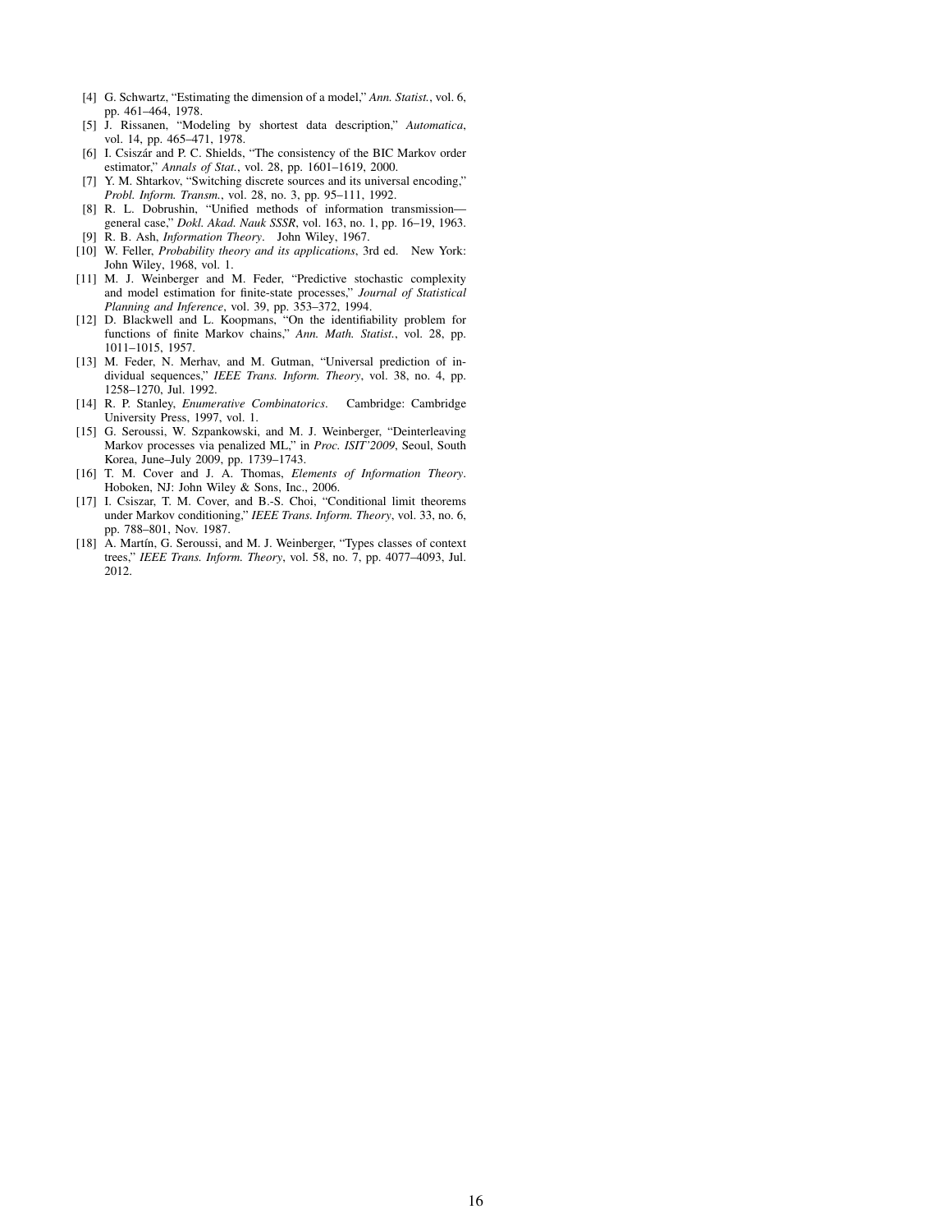[4] G. Schwartz, "Estimating the dimension of a model," *Ann. Statist.*, vol. 6, pp. 461–464, 1978.

[5] J. Rissanen, "Modeling by shortest data description," *Automatica*, vol. 14, pp. 465–471, 1978.

[6] I. Csiszár and P. C. Shields, "The consistency of the BIC Markov order estimator," *Annals of Stat.*, vol. 28, pp. 1601–1619, 2000.

[7] Y. M. Shtarkov, "Switching discrete sources and its universal encoding," *Probl. Inform. Transm.*, vol. 28, no. 3, pp. 95–111, 1992.

[8] R. L. Dobrushin, "Unified methods of information transmission—general case," *Dokl. Akad. Nauk SSSR*, vol. 163, no. 1, pp. 16–19, 1963.

[9] R. B. Ash, *Information Theory*. John Wiley, 1967.

[10] W. Feller, *Probability theory and its applications*, 3rd ed. New York: John Wiley, 1968, vol. 1.

[11] M. J. Weinberger and M. Feder, "Predictive stochastic complexity and model estimation for finite-state processes," *Journal of Statistical Planning and Inference*, vol. 39, pp. 353–372, 1994.

[12] D. Blackwell and L. Koopmans, "On the identifiability problem for functions of finite Markov chains," *Ann. Math. Statist.*, vol. 28, pp. 1011–1015, 1957.

[13] M. Feder, N. Merhav, and M. Gutman, "Universal prediction of individual sequences," *IEEE Trans. Inform. Theory*, vol. 38, no. 4, pp. 1258–1270, Jul. 1992.

[14] R. P. Stanley, *Enumerative Combinatorics*. Cambridge: Cambridge University Press, 1997, vol. 1.

[15] G. Seroussi, W. Szpankowski, and M. J. Weinberger, "Deinterleaving Markov processes via penalized ML," in *Proc. ISIT'2009*, Seoul, South Korea, June–July 2009, pp. 1739–1743.

[16] T. M. Cover and J. A. Thomas, *Elements of Information Theory*. Hoboken, NJ: John Wiley & Sons, Inc., 2006.

[17] I. Csiszar, T. M. Cover, and B.-S. Choi, "Conditional limit theorems under Markov conditioning," *IEEE Trans. Inform. Theory*, vol. 33, no. 6, pp. 788–801, Nov. 1987.

[18] A. Martín, G. Seroussi, and M. J. Weinberger, "Types classes of context trees," *IEEE Trans. Inform. Theory*, vol. 58, no. 7, pp. 4077–4093, Jul. 2012.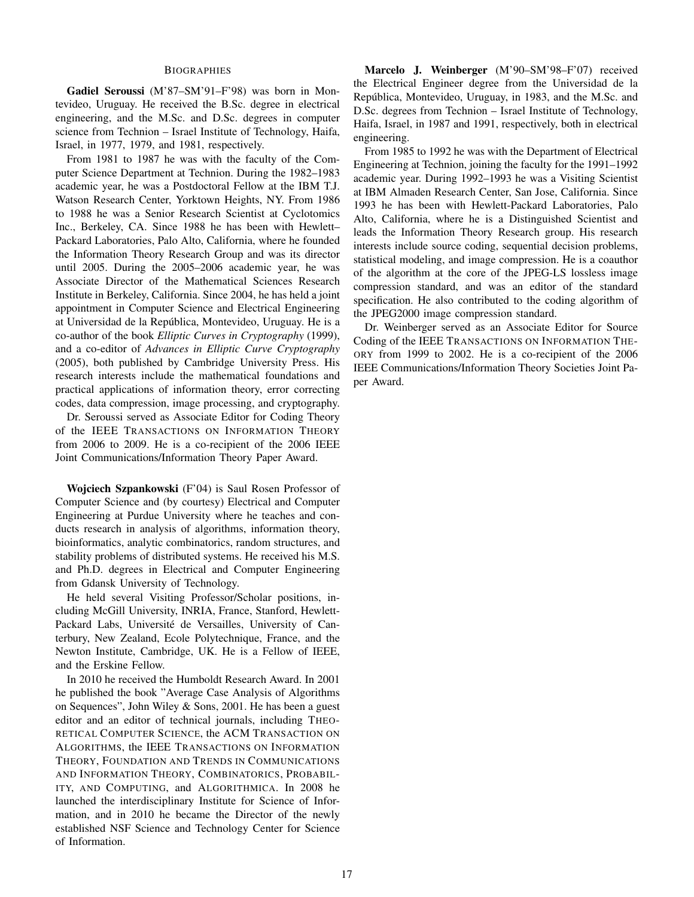## Biographies

**Gadiel Seroussi** (M'87–SM'91–F'98) was born in Montevideo, Uruguay. He received the B.Sc. degree in electrical engineering, and the M.Sc. and D.Sc. degrees in computer science from Technion – Israel Institute of Technology, Haifa, Israel, in 1977, 1979, and 1981, respectively.

From 1981 to 1987 he was with the faculty of the Computer Science Department at Technion. During the 1982–1983 academic year, he was a Postdoctoral Fellow at the IBM T.J. Watson Research Center, Yorktown Heights, NY. From 1986 to 1988 he was a Senior Research Scientist at Cyclotomics Inc., Berkeley, CA. Since 1988 he has been with Hewlett–Packard Laboratories, Palo Alto, California, where he founded the Information Theory Research Group and was its director until 2005. During the 2005–2006 academic year, he was Associate Director of the Mathematical Sciences Research Institute in Berkeley, California. Since 2004, he has held a joint appointment in Computer Science and Electrical Engineering at Universidad de la República, Montevideo, Uruguay. He is a co-author of the book *Elliptic Curves in Cryptography* (1999), and a co-editor of *Advances in Elliptic Curve Cryptography* (2005), both published by Cambridge University Press. His research interests include the mathematical foundations and practical applications of information theory, error correcting codes, data compression, image processing, and cryptography.

Dr. Seroussi served as Associate Editor for Coding Theory of the IEEE Transactions on Information Theory from 2006 to 2009. He is a co-recipient of the 2006 IEEE Joint Communications/Information Theory Paper Award.

**Wojciech Szpankowski** (F'04) is Saul Rosen Professor of Computer Science and (by courtesy) Electrical and Computer Engineering at Purdue University where he teaches and conducts research in analysis of algorithms, information theory, bioinformatics, analytic combinatorics, random structures, and stability problems of distributed systems. He received his M.S. and Ph.D. degrees in Electrical and Computer Engineering from Gdansk University of Technology.

He held several Visiting Professor/Scholar positions, including McGill University, INRIA, France, Stanford, Hewlett-Packard Labs, Université de Versailles, University of Canterbury, New Zealand, Ecole Polytechnique, France, and the Newton Institute, Cambridge, UK. He is a Fellow of IEEE, and the Erskine Fellow.

In 2010 he received the Humboldt Research Award. In 2001 he published the book "Average Case Analysis of Algorithms on Sequences", John Wiley & Sons, 2001. He has been a guest editor and an editor of technical journals, including Theoretical Computer Science, the ACM Transaction on Algorithms, the IEEE Transactions on Information Theory, Foundation and Trends in Communications and Information Theory, Combinatorics, Probability, and Computing, and Algorithmica. In 2008 he launched the interdisciplinary Institute for Science of Information, and in 2010 he became the Director of the newly established NSF Science and Technology Center for Science of Information.

**Marcelo J. Weinberger** (M'90–SM'98–F'07) received the Electrical Engineer degree from the Universidad de la República, Montevideo, Uruguay, in 1983, and the M.Sc. and D.Sc. degrees from Technion – Israel Institute of Technology, Haifa, Israel, in 1987 and 1991, respectively, both in electrical engineering.

From 1985 to 1992 he was with the Department of Electrical Engineering at Technion, joining the faculty for the 1991–1992 academic year. During 1992–1993 he was a Visiting Scientist at IBM Almaden Research Center, San Jose, California. Since 1993 he has been with Hewlett-Packard Laboratories, Palo Alto, California, where he is a Distinguished Scientist and leads the Information Theory Research group. His research interests include source coding, sequential decision problems, statistical modeling, and image compression. He is a coauthor of the algorithm at the core of the JPEG-LS lossless image compression standard, and was an editor of the standard specification. He also contributed to the coding algorithm of the JPEG2000 image compression standard.

Dr. Weinberger served as an Associate Editor for Source Coding of the IEEE Transactions on Information Theory from 1999 to 2002. He is a co-recipient of the 2006 IEEE Communications/Information Theory Societies Joint Paper Award.